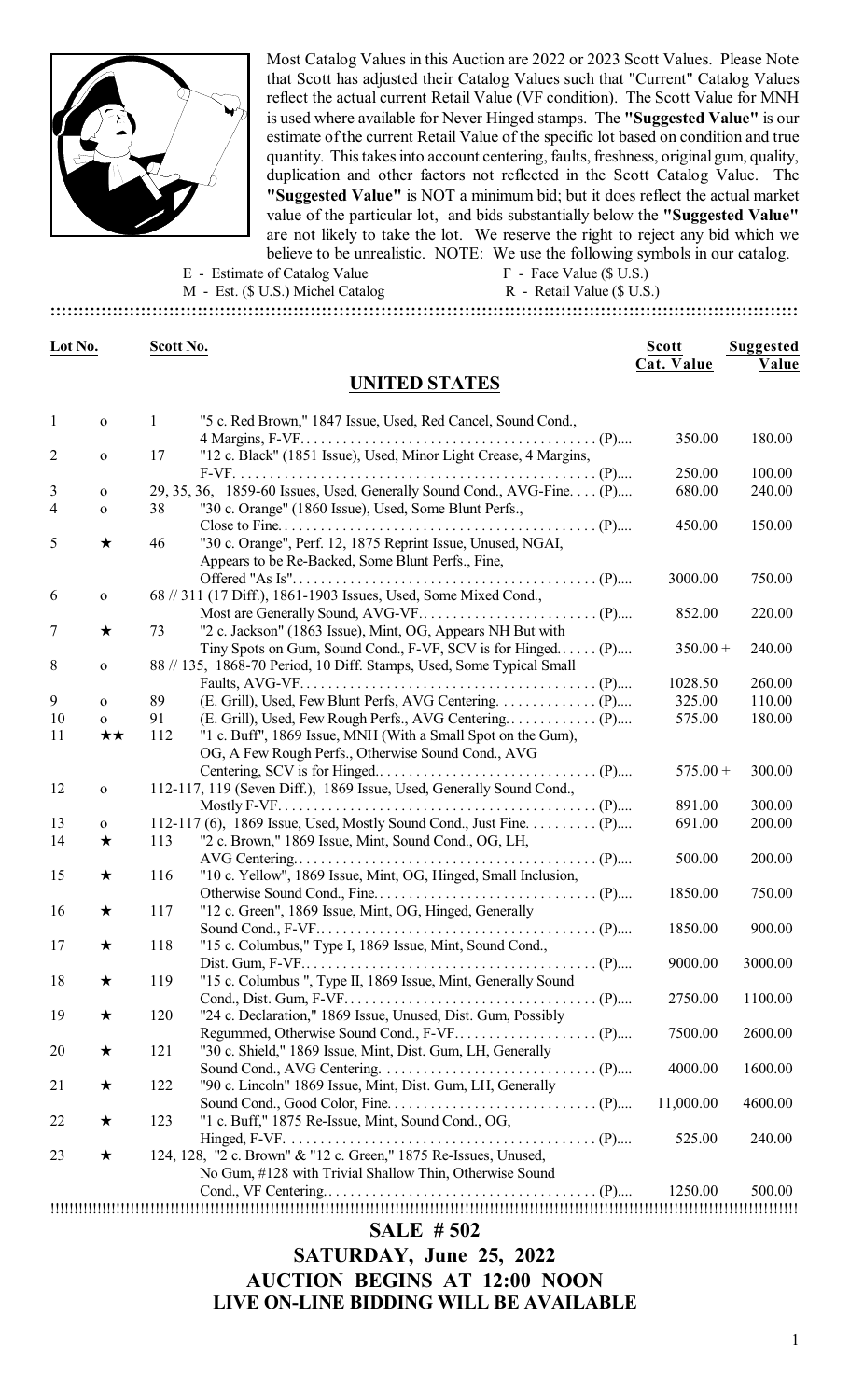Most Catalog Values in this Auction are 2022 or 2023 Scott Values. Please Note that Scott has adjusted their Catalog Values such that "Current" Catalog Values reflect the actual current Retail Value (VF condition). The Scott Value for MNH is used where available for Never Hinged stamps. The **"Suggested Value"** is our estimate of the current Retail Value of the specific lot based on condition and true quantity. This takes into account centering, faults, freshness, original gum, quality, duplication and other factors not reflected in the Scott Catalog Value. The **"Suggested Value"** is NOT a minimum bid; but it does reflect the actual market value of the particular lot, and bids substantially below the **"Suggested Value"** are not likely to take the lot. We reserve the right to reject any bid which we believe to be unrealistic. NOTE: We use the following symbols in our catalog.

E - Estimate of Catalog Value | F - Face Value ($ U.S.)
M - Est. ($ U.S.) Michel Catalog | R - Retail Value ($ U.S.)

## UNITED STATES

| Lot No. | | Scott No. | Description | Scott Cat. Value | Suggested Value |
|---|---|---|---|---|---|
| 1 | o | 1 | "5 c. Red Brown," 1847 Issue, Used, Red Cancel, Sound Cond., 4 Margins, F-VF. (P) | 350.00 | 180.00 |
| 2 | o | 17 | "12 c. Black" (1851 Issue), Used, Minor Light Crease, 4 Margins, F-VF. (P) | 250.00 | 100.00 |
| 3 | o | | 29, 35, 36, 1859-60 Issues, Used, Generally Sound Cond., AVG-Fine. (P) | 680.00 | 240.00 |
| 4 | o | 38 | "30 c. Orange" (1860 Issue), Used, Some Blunt Perfs., Close to Fine. (P) | 450.00 | 150.00 |
| 5 | ★ | 46 | "30 c. Orange", Perf. 12, 1875 Reprint Issue, Unused, NGAI, Appears to be Re-Backed, Some Blunt Perfs., Fine, Offered "As Is". (P) | 3000.00 | 750.00 |
| 6 | o | | 68 // 311 (17 Diff.), 1861-1903 Issues, Used, Some Mixed Cond., Most are Generally Sound, AVG-VF. (P) | 852.00 | 220.00 |
| 7 | ★ | 73 | "2 c. Jackson" (1863 Issue), Mint, OG, Appears NH But with Tiny Spots on Gum, Sound Cond., F-VF, SCV is for Hinged. (P) | 350.00 + | 240.00 |
| 8 | o | | 88 // 135, 1868-70 Period, 10 Diff. Stamps, Used, Some Typical Small Faults, AVG-VF. (P) | 1028.50 | 260.00 |
| 9 | o | 89 | (E. Grill), Used, Few Blunt Perfs, AVG Centering. (P) | 325.00 | 110.00 |
| 10 | o | 91 | (E. Grill), Used, Few Rough Perfs., AVG Centering. (P) | 575.00 | 180.00 |
| 11 | ★★ | 112 | "1 c. Buff", 1869 Issue, MNH (With a Small Spot on the Gum), OG, A Few Rough Perfs., Otherwise Sound Cond., AVG Centering, SCV is for Hinged. (P) | 575.00 + | 300.00 |
| 12 | o | | 112-117 (Seven Diff.), 1869 Issue, Used, Generally Sound Cond., Mostly F-VF. (P) | 891.00 | 300.00 |
| 13 | o | | 112-117 (6), 1869 Issue, Used, Mostly Sound Cond., Just Fine. (P) | 691.00 | 200.00 |
| 14 | ★ | 113 | "2 c. Brown," 1869 Issue, Mint, Sound Cond., OG, LH, AVG Centering. (P) | 500.00 | 200.00 |
| 15 | ★ | 116 | "10 c. Yellow", 1869 Issue, Mint, OG, Hinged, Small Inclusion, Otherwise Sound Cond., Fine. (P) | 1850.00 | 750.00 |
| 16 | ★ | 117 | "12 c. Green", 1869 Issue, Mint, OG, Hinged, Generally Sound Cond., F-VF. (P) | 1850.00 | 900.00 |
| 17 | ★ | 118 | "15 c. Columbus," Type I, 1869 Issue, Mint, Sound Cond., Dist. Gum, F-VF. (P) | 9000.00 | 3000.00 |
| 18 | ★ | 119 | "15 c. Columbus ", Type II, 1869 Issue, Mint, Generally Sound Cond., Dist. Gum, F-VF. (P) | 2750.00 | 1100.00 |
| 19 | ★ | 120 | "24 c. Declaration," 1869 Issue, Unused, Dist. Gum, Possibly Regummed, Otherwise Sound Cond., F-VF. (P) | 7500.00 | 2600.00 |
| 20 | ★ | 121 | "30 c. Shield," 1869 Issue, Mint, Dist. Gum, LH, Generally Sound Cond., AVG Centering. (P) | 4000.00 | 1600.00 |
| 21 | ★ | 122 | "90 c. Lincoln" 1869 Issue, Mint, Dist. Gum, LH, Generally Sound Cond., Good Color, Fine. (P) | 11,000.00 | 4600.00 |
| 22 | ★ | 123 | "1 c. Buff," 1875 Re-Issue, Mint, Sound Cond., OG, Hinged, F-VF. (P) | 525.00 | 240.00 |
| 23 | ★ | | 124, 128, "2 c. Brown" & "12 c. Green," 1875 Re-Issues, Unused, No Gum, #128 with Trivial Shallow Thin, Otherwise Sound Cond., VF Centering. (P) | 1250.00 | 500.00 |

**SALE # 502**

**SATURDAY, June 25, 2022**

**AUCTION BEGINS AT 12:00 NOON**

**LIVE ON-LINE BIDDING WILL BE AVAILABLE**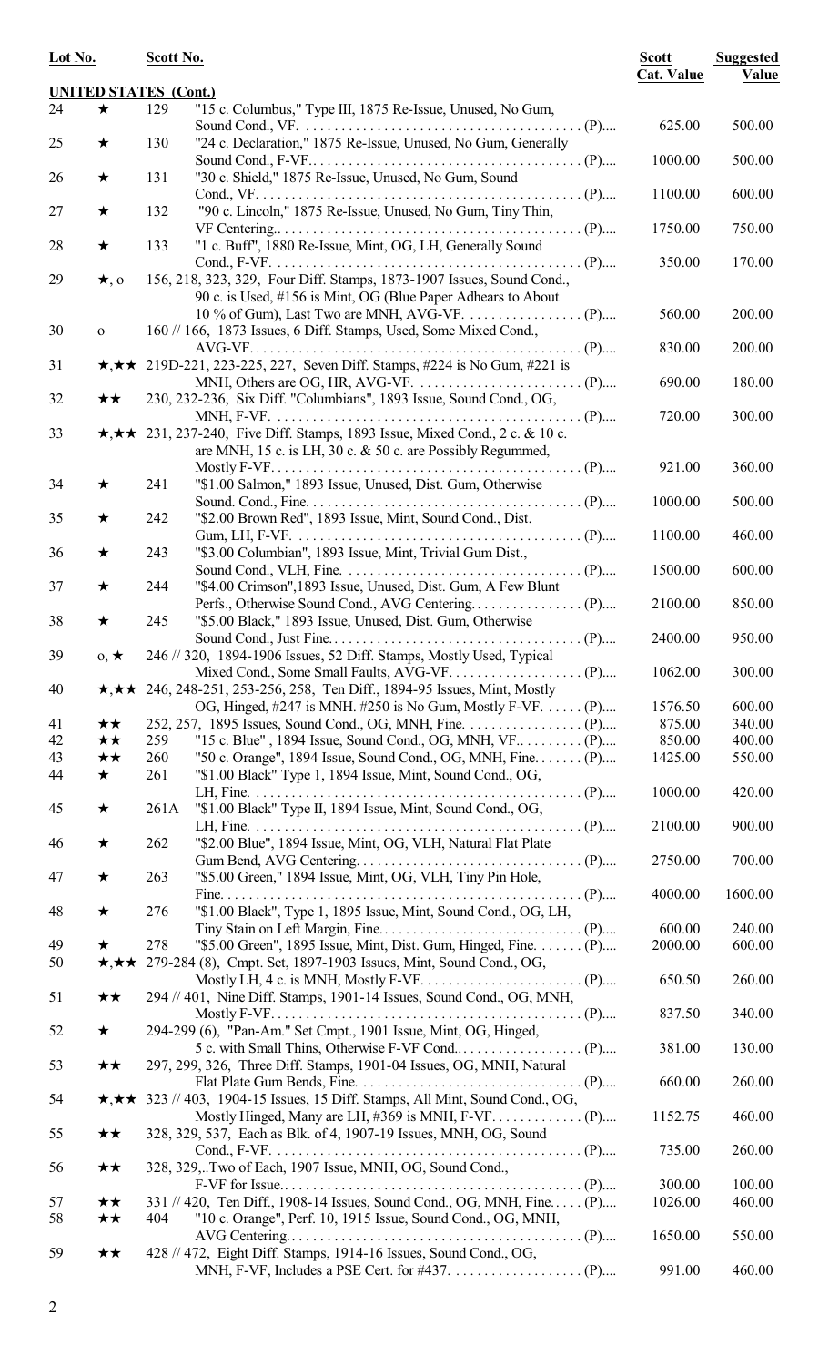| Lot No. | | Scott No. | | Scott Cat. Value | Suggested Value |
|---|---|---|---|---|---|
| **UNITED STATES (Cont.)** | | | | | |
| 24 | ★ | 129 | "15 c. Columbus," Type III, 1875 Re-Issue, Unused, No Gum, Sound Cond., VF. (P).... | 625.00 | 500.00 |
| 25 | ★ | 130 | "24 c. Declaration," 1875 Re-Issue, Unused, No Gum, Generally Sound Cond., F-VF. (P).... | 1000.00 | 500.00 |
| 26 | ★ | 131 | "30 c. Shield," 1875 Re-Issue, Unused, No Gum, Sound Cond., VF. (P).... | 1100.00 | 600.00 |
| 27 | ★ | 132 | "90 c. Lincoln," 1875 Re-Issue, Unused, No Gum, Tiny Thin, VF Centering. (P).... | 1750.00 | 750.00 |
| 28 | ★ | 133 | "1 c. Buff", 1880 Re-Issue, Mint, OG, LH, Generally Sound Cond., F-VF. (P).... | 350.00 | 170.00 |
| 29 | ★, o | | 156, 218, 323, 329, Four Diff. Stamps, 1873-1907 Issues, Sound Cond., 90 c. is Used, #156 is Mint, OG (Blue Paper Adhears to About 10 % of Gum), Last Two are MNH, AVG-VF. (P).... | 560.00 | 200.00 |
| 30 | o | | 160 // 166, 1873 Issues, 6 Diff. Stamps, Used, Some Mixed Cond., AVG-VF. (P).... | 830.00 | 200.00 |
| 31 | ★,★★ | | 219D-221, 223-225, 227, Seven Diff. Stamps, #224 is No Gum, #221 is MNH, Others are OG, HR, AVG-VF. (P).... | 690.00 | 180.00 |
| 32 | ★★ | | 230, 232-236, Six Diff. "Columbians", 1893 Issue, Sound Cond., OG, MNH, F-VF. (P).... | 720.00 | 300.00 |
| 33 | ★,★★ | | 231, 237-240, Five Diff. Stamps, 1893 Issue, Mixed Cond., 2 c. & 10 c. are MNH, 15 c. is LH, 30 c. & 50 c. are Possibly Regummed, Mostly F-VF. (P).... | 921.00 | 360.00 |
| 34 | ★ | 241 | "$1.00 Salmon," 1893 Issue, Unused, Dist. Gum, Otherwise Sound. Cond., Fine. (P).... | 1000.00 | 500.00 |
| 35 | ★ | 242 | "$2.00 Brown Red", 1893 Issue, Mint, Sound Cond., Dist. Gum, LH, F-VF. (P).... | 1100.00 | 460.00 |
| 36 | ★ | 243 | "$3.00 Columbian", 1893 Issue, Mint, Trivial Gum Dist., Sound Cond., VLH, Fine. (P).... | 1500.00 | 600.00 |
| 37 | ★ | 244 | "$4.00 Crimson",1893 Issue, Unused, Dist. Gum, A Few Blunt Perfs., Otherwise Sound Cond., AVG Centering. (P).... | 2100.00 | 850.00 |
| 38 | ★ | 245 | "$5.00 Black," 1893 Issue, Unused, Dist. Gum, Otherwise Sound Cond., Just Fine. (P).... | 2400.00 | 950.00 |
| 39 | o, ★ | | 246 // 320, 1894-1906 Issues, 52 Diff. Stamps, Mostly Used, Typical Mixed Cond., Some Small Faults, AVG-VF. (P).... | 1062.00 | 300.00 |
| 40 | ★,★★ | | 246, 248-251, 253-256, 258, Ten Diff., 1894-95 Issues, Mint, Mostly OG, Hinged, #247 is MNH. #250 is No Gum, Mostly F-VF. (P).... | 1576.50 | 600.00 |
| 41 | ★★ | | 252, 257, 1895 Issues, Sound Cond., OG, MNH, Fine. (P).... | 875.00 | 340.00 |
| 42 | ★★ | 259 | "15 c. Blue" , 1894 Issue, Sound Cond., OG, MNH, VF. (P).... | 850.00 | 400.00 |
| 43 | ★★ | 260 | "50 c. Orange", 1894 Issue, Sound Cond., OG, MNH, Fine. (P).... | 1425.00 | 550.00 |
| 44 | ★ | 261 | "$1.00 Black" Type 1, 1894 Issue, Mint, Sound Cond., OG, LH, Fine. (P).... | 1000.00 | 420.00 |
| 45 | ★ | 261A | "$1.00 Black" Type II, 1894 Issue, Mint, Sound Cond., OG, LH, Fine. (P).... | 2100.00 | 900.00 |
| 46 | ★ | 262 | "$2.00 Blue", 1894 Issue, Mint, OG, VLH, Natural Flat Plate Gum Bend, AVG Centering. (P).... | 2750.00 | 700.00 |
| 47 | ★ | 263 | "$5.00 Green," 1894 Issue, Mint, OG, VLH, Tiny Pin Hole, Fine. (P).... | 4000.00 | 1600.00 |
| 48 | ★ | 276 | "$1.00 Black", Type 1, 1895 Issue, Mint, Sound Cond., OG, LH, Tiny Stain on Left Margin, Fine. (P).... | 600.00 | 240.00 |
| 49 | ★ | 278 | "$5.00 Green", 1895 Issue, Mint, Dist. Gum, Hinged, Fine. (P).... | 2000.00 | 600.00 |
| 50 | ★,★★ | | 279-284 (8), Cmpt. Set, 1897-1903 Issues, Mint, Sound Cond., OG, Mostly LH, 4 c. is MNH, Mostly F-VF. (P).... | 650.50 | 260.00 |
| 51 | ★★ | | 294 // 401, Nine Diff. Stamps, 1901-14 Issues, Sound Cond., OG, MNH, Mostly F-VF. (P).... | 837.50 | 340.00 |
| 52 | ★ | | 294-299 (6), "Pan-Am." Set Cmpt., 1901 Issue, Mint, OG, Hinged, 5 c. with Small Thins, Otherwise F-VF Cond.. (P).... | 381.00 | 130.00 |
| 53 | ★★ | | 297, 299, 326, Three Diff. Stamps, 1901-04 Issues, OG, MNH, Natural Flat Plate Gum Bends, Fine. (P).... | 660.00 | 260.00 |
| 54 | ★,★★ | | 323 // 403, 1904-15 Issues, 15 Diff. Stamps, All Mint, Sound Cond., OG, Mostly Hinged, Many are LH, #369 is MNH, F-VF. (P).... | 1152.75 | 460.00 |
| 55 | ★★ | | 328, 329, 537, Each as Blk. of 4, 1907-19 Issues, MNH, OG, Sound Cond., F-VF. (P).... | 735.00 | 260.00 |
| 56 | ★★ | | 328, 329,..Two of Each, 1907 Issue, MNH, OG, Sound Cond., F-VF for Issue.. (P).... | 300.00 | 100.00 |
| 57 | ★★ | | 331 // 420, Ten Diff., 1908-14 Issues, Sound Cond., OG, MNH, Fine. (P).... | 1026.00 | 460.00 |
| 58 | ★★ | 404 | "10 c. Orange", Perf. 10, 1915 Issue, Sound Cond., OG, MNH, AVG Centering. (P).... | 1650.00 | 550.00 |
| 59 | ★★ | | 428 // 472, Eight Diff. Stamps, 1914-16 Issues, Sound Cond., OG, MNH, F-VF, Includes a PSE Cert. for #437. (P).... | 991.00 | 460.00 |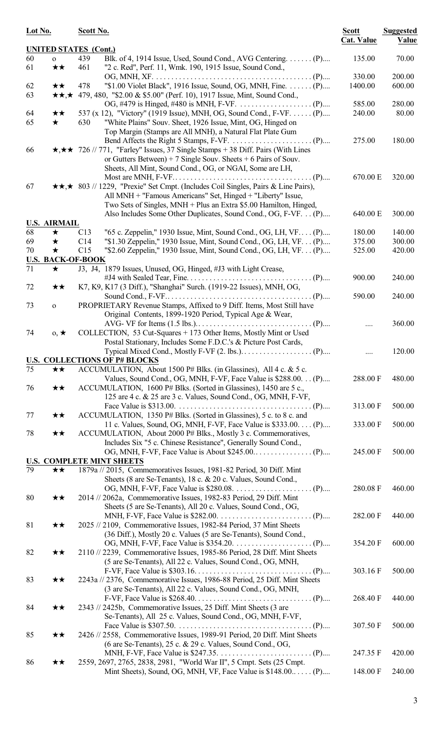| Lot No. | | Scott No. | | Scott Cat. Value | Suggested Value |
|---|---|---|---|---|---|
| **UNITED STATES (Cont.)** | | | | | |
| 60 | o | 439 | Blk. of 4, 1914 Issue, Used, Sound Cond., AVG Centering. . . . . . . (P).... | 135.00 | 70.00 |
| 61 | ★★ | 461 | "2 c. Red", Perf. 11, Wmk. 190, 1915 Issue, Sound Cond., OG, MNH, XF. . . . . . . . . . . . . . . . . . . . . . . . . . . . . . . . . . . . . . . . (P).... | 330.00 | 200.00 |
| 62 | ★★ | 478 | "$1.00 Violet Black", 1916 Issue, Sound, OG, MNH, Fine. . . . . . . (P).... | 1400.00 | 600.00 |
| 63 | ★★,★ | 479, 480, | "$2.00 & $5.00" (Perf. 10), 1917 Issue, Mint, Sound Cond., OG, #479 is Hinged, #480 is MNH, F-VF. . . . . . . . . . . . . . . . . . . (P).... | 585.00 | 280.00 |
| 64 | ★★ | 537 (x 12), | "Victory" (1919 Issue), MNH, OG, Sound Cond., F-VF. . . . . . (P).... | 240.00 | 80.00 |
| 65 | ★ | 630 | "White Plains" Souv. Sheet, 1926 Issue, Mint, OG, Hinged on Top Margin (Stamps are All MNH), a Natural Flat Plate Gum Bend Affects the Right 5 Stamps, F-VF. . . . . . . . . . . . . . . . . . . . . (P).... | 275.00 | 180.00 |
| 66 | ★,★★ | 726 // 771, | "Farley" Issues, 37 Single Stamps + 38 Diff. Pairs (With Lines or Gutters Between) + 7 Single Souv. Sheets + 6 Pairs of Souv. Sheets, All Mint, Sound Cond., OG, or NGAI, Some are LH, Most are MNH, F-VF. . . . . . . . . . . . . . . . . . . . . . . . . . . . . . . . . . . (P).... | 670.00 E | 320.00 |
| 67 | ★★,★ | 803 // 1229, | "Prexie" Set Cmpt. (Includes Coil Singles, Pairs & Line Pairs), All MNH + "Famous Americans" Set, Hinged + "Liberty" Issue, Two Sets of Singles, MNH + Plus an Extra $5.00 Hamilton, Hinged, Also Includes Some Other Duplicates, Sound Cond., OG, F-VF. . . (P).... | 640.00 E | 300.00 |
| **U.S. AIRMAIL** | | | | | |
| 68 | ★ | C13 | "65 c. Zeppelin," 1930 Issue, Mint, Sound Cond., OG, LH, VF. . . . (P).... | 180.00 | 140.00 |
| 69 | ★ | C14 | "$1.30 Zeppelin," 1930 Issue, Mint, Sound Cond., OG, LH, VF. . . (P).... | 375.00 | 300.00 |
| 70 | ★ | C15 | "$2.60 Zeppelin," 1930 Issue, Mint, Sound Cond., OG, LH, VF. . . (P).... | 525.00 | 420.00 |
| **U.S. BACK-OF-BOOK** | | | | | |
| 71 | ★ | J3, J4, | 1879 Issues, Unused, OG, Hinged, #J3 with Light Crease, #J4 with Sealed Tear, Fine. . . . . . . . . . . . . . . . . . . . . . . . . . . . . . . . (P).... | 900.00 | 240.00 |
| 72 | ★★ | K7, K9, K17 | (3 Diff.), "Shanghai" Surch. (1919-22 Issues), MNH, OG, Sound Cond., F-VF. . . . . . . . . . . . . . . . . . . . . . . . . . . . . . . . . . . . . . . (P).... | 590.00 | 240.00 |
| 73 | o | | PROPRIETARY Revenue Stamps, Affixed to 9 Diff. Items, Most Still have Original Contents, 1899-1920 Period, Typical Age & Wear, AVG- VF for Items (1.5 lbs.). . . . . . . . . . . . . . . . . . . . . . . . . . . . . . . (P).... | .... | 360.00 |
| 74 | o, ★ | | COLLECTION, 53 Cut-Squares + 173 Other Items, Mostly Mint or Used Postal Stationary, Includes Some F.D.C.'s & Picture Post Cards, Typical Mixed Cond., Mostly F-VF (2. lbs.). . . . . . . . . . . . . . . . . . (P).... | .... | 120.00 |
| **U.S. COLLECTIONS OF P# BLOCKS** | | | | | |
| 75 | ★★ | | ACCUMULATION, About 1500 P# Blks. (in Glassines), All 4 c. & 5 c. Values, Sound Cond., OG, MNH, F-VF, Face Value is $288.00. . . (P).... | 288.00 F | 480.00 |
| 76 | ★★ | | ACCUMULATION, 1600 P# Blks. (Sorted in Glassines), 1450 are 5 c., 125 are 4 c. & 25 are 3 c. Values, Sound Cond., OG, MNH, F-VF, Face Value is $313.00. . . . . . . . . . . . . . . . . . . . . . . . . . . . . . . . . . . (P).... | 313.00 F | 500.00 |
| 77 | ★★ | | ACCUMULATION, 1350 P# Blks. (Sorted in Glassines), 5 c. to 8 c. and 11 c. Values, Sound Cond., OG, MNH, F-VF, Face Value is $333.00. . . . (P).... | 333.00 F | 500.00 |
| 78 | ★★ | | ACCUMULATION, About 2000 P# Blks., Mostly 3 c. Commemoratives, Includes Six "5 c. Chinese Resistance", Generally Sound Cond., OG, MNH, F-VF, Face Value is About $245.00. . . . . . . . . . . . . . . (P).... | 245.00 F | 500.00 |
| **U.S. COMPLETE MINT SHEETS** | | | | | |
| 79 | ★★ | 1879a // 2015, | Commemoratives Issues, 1981-82 Period, 30 Diff. Mint Sheets (8 are Se-Tenants), 18 c. & 20 c. Values, Sound Cond., OG, MNH, F-VF, Face Value is $280.08. . . . . . . . . . . . . . . . . . . . (P).... | 280.08 F | 460.00 |
| 80 | ★★ | 2014 // 2062a, | Commemorative Issues, 1982-83 Period, 29 Diff. Mint Sheets (5 are Se-Tenants), All 20 c. Values, Sound Cond., OG, MNH, F-VF, Face Value is $282.00. . . . . . . . . . . . . . . . . . . . . . . . (P).... | 282.00 F | 440.00 |
| 81 | ★★ | 2025 // 2109, | Commemorative Issues, 1982-84 Period, 37 Mint Sheets (36 Diff.), Mostly 20 c. Values (5 are Se-Tenants), Sound Cond., OG, MNH, F-VF, Face Value is $354.20. . . . . . . . . . . . . . . . . . . . . (P).... | 354.20 F | 600.00 |
| 82 | ★★ | 2110 // 2239, | Commemorative Issues, 1985-86 Period, 28 Diff. Mint Sheets (5 are Se-Tenants), All 22 c. Values, Sound Cond., OG, MNH, F-VF, Face Value is $303.16. . . . . . . . . . . . . . . . . . . . . . . . . . . . . . . (P).... | 303.16 F | 500.00 |
| 83 | ★★ | 2243a // 2376, | Commemorative Issues, 1986-88 Period, 25 Diff. Mint Sheets (3 are Se-Tenants), All 22 c. Values, Sound Cond., OG, MNH, F-VF, Face Value is $268.40. . . . . . . . . . . . . . . . . . . . . . . . . . . . . . . (P).... | 268.40 F | 440.00 |
| 84 | ★★ | 2343 // 2425b, | Commemorative Issues, 25 Diff. Mint Sheets (3 are Se-Tenants), All 25 c. Values, Sound Cond., OG, MNH, F-VF, Face Value is $307.50. . . . . . . . . . . . . . . . . . . . . . . . . . . . . . . . . . . . (P).... | 307.50 F | 500.00 |
| 85 | ★★ | 2426 // 2558, | Commemorative Issues, 1989-91 Period, 20 Diff. Mint Sheets (6 are Se-Tenants), 25 c. & 29 c. Values, Sound Cond., OG, MNH, F-VF, Face Value is $247.35. . . . . . . . . . . . . . . . . . . . . . . . . (P).... | 247.35 F | 420.00 |
| 86 | ★★ | 2559, 2697, 2765, 2838, 2981, | "World War II", 5 Cmpt. Sets (25 Cmpt. Mint Sheets), Sound, OG, MNH, VF, Face Value is $148.00.. . . . . (P).... | 148.00 F | 240.00 |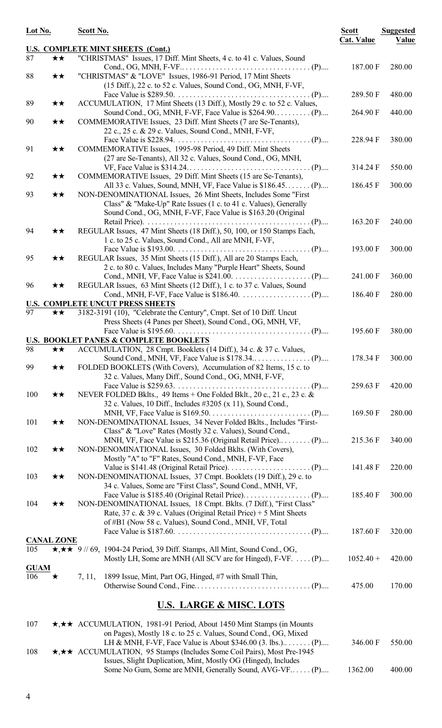| Lot No. | | Scott No. | Scott Cat. Value | Suggested Value |
|---|---|---|---|---|
| **U.S. COMPLETE MINT SHEETS (Cont.)** | | | | |
| 87 | ★★ | "CHRISTMAS" Issues, 17 Diff. Mint Sheets, 4 c. to 41 c. Values, Sound Cond., OG, MNH, F-VF. . . . . . . . . . . . . . . . . . . . . . . . . . . . . . . . . . . . (P).... | 187.00 F | 280.00 |
| 88 | ★★ | "CHRISTMAS" & "LOVE" Issues, 1986-91 Period, 17 Mint Sheets (15 Diff.), 22 c. to 52 c. Values, Sound Cond., OG, MNH, F-VF, Face Value is $289.50. . . . . . . . . . . . . . . . . . . . . . . . . . . . . . . . . . . . (P).... | 289.50 F | 480.00 |
| 89 | ★★ | ACCUMULATION, 17 Mint Sheets (13 Diff.), Mostly 29 c. to 52 c. Values, Sound Cond., OG, MNH, F-VF, Face Value is $264.90. . . . . . . . . . (P).... | 264.90 F | 440.00 |
| 90 | ★★ | COMMEMORATIVE Issues, 23 Diff. Mint Sheets (7 are Se-Tenants), 22 c., 25 c. & 29 c. Values, Sound Cond., MNH, F-VF, Face Value is $228.94. . . . . . . . . . . . . . . . . . . . . . . . . . . . . . . . . . . . (P).... | 228.94 F | 380.00 |
| 91 | ★★ | COMMEMORATIVE Issues, 1995-98 Period, 49 Diff. Mint Sheets (27 are Se-Tenants), All 32 c. Values, Sound Cond., OG, MNH, VF, Face Value is $314.24. . . . . . . . . . . . . . . . . . . . . . . . . . . . . . . . (P).... | 314.24 F | 550.00 |
| 92 | ★★ | COMMEMORATIVE Issues, 29 Diff. Mint Sheets (15 are Se-Tenants), All 33 c. Values, Sound, MNH, VF, Face Value is $186.45. . . . . . . (P).... | 186.45 F | 300.00 |
| 93 | ★★ | NON-DENOMINATIONAL Issues, 26 Mint Sheets, Includes Some "First Class" & "Make-Up" Rate Issues (1 c. to 41 c. Values), Generally Sound Cond., OG, MNH, F-VF, Face Value is $163.20 (Original Retail Price). . . . . . . . . . . . . . . . . . . . . . . . . . . . . . . . . . . . . . . . . . (P).... | 163.20 F | 240.00 |
| 94 | ★★ | REGULAR Issues, 47 Mint Sheets (18 Diff.), 50, 100, or 150 Stamps Each, 1 c. to 25 c. Values, Sound Cond., All are MNH, F-VF, Face Value is $193.00. . . . . . . . . . . . . . . . . . . . . . . . . . . . . . . . . . . . (P).... | 193.00 F | 300.00 |
| 95 | ★★ | REGULAR Issues, 35 Mint Sheets (15 Diff.), All are 20 Stamps Each, 2 c. to 80 c. Values, Includes Many "Purple Heart" Sheets, Sound Cond., MNH, VF, Face Value is $241.00. . . . . . . . . . . . . . . . . . . . . (P).... | 241.00 F | 360.00 |
| 96 | ★★ | REGULAR Issues, 63 Mint Sheets (12 Diff.), 1 c. to 37 c. Values, Sound Cond., MNH, F-VF, Face Value is $186.40. . . . . . . . . . . . . . . . . . . (P).... | 186.40 F | 280.00 |
| **U.S. COMPLETE UNCUT PRESS SHEETS** | | | | |
| 97 | ★★ | 3182-3191 (10), "Celebrate the Century", Cmpt. Set of 10 Diff. Uncut Press Sheets (4 Panes per Sheet), Sound Cond., OG, MNH, VF, Face Value is $195.60. . . . . . . . . . . . . . . . . . . . . . . . . . . . . . . . . . . . (P).... | 195.60 F | 380.00 |
| **U.S. BOOKLET PANES & COMPLETE BOOKLETS** | | | | |
| 98 | ★★ | ACCUMULATION, 28 Cmpt. Booklets (14 Diff.), 34 c. & 37 c. Values, Sound Cond., MNH, VF, Face Value is $178.34. . . . . . . . . . . . . . . . (P).... | 178.34 F | 300.00 |
| 99 | ★★ | FOLDED BOOKLETS (With Covers), Accumulation of 82 Items, 15 c. to 32 c. Values, Many Diff., Sound Cond., OG, MNH, F-VF, Face Value is $259.63. . . . . . . . . . . . . . . . . . . . . . . . . . . . . . . . . . . . (P).... | 259.63 F | 420.00 |
| 100 | ★★ | NEVER FOLDED Bklts., 49 Items + One Folded Bklt., 20 c., 21 c., 23 c. & 32 c. Values, 10 Diff., Includes #3205 (x 11), Sound Cond., MNH, VF, Face Value is $169.50. . . . . . . . . . . . . . . . . . . . . . . . . . . (P).... | 169.50 F | 280.00 |
| 101 | ★★ | NON-DENOMINATIONAL Issues, 34 Never Folded Bklts., Includes "First-Class" & "Love" Rates (Mostly 32 c. Values), Sound Cond., MNH, VF, Face Value is $215.36 (Original Retail Price).. . . . . . . . (P).... | 215.36 F | 340.00 |
| 102 | ★★ | NON-DENOMINATIONAL Issues, 30 Folded Bklts. (With Covers), Mostly "A" to "F" Rates, Sound Cond., MNH, F-VF, Face Value is $141.48 (Original Retail Price). . . . . . . . . . . . . . . . . . . . . . (P).... | 141.48 F | 220.00 |
| 103 | ★★ | NON-DENOMINATIONAL Issues, 37 Cmpt. Booklets (19 Diff.), 29 c. to 34 c. Values, Some are "First Class", Sound Cond., MNH, VF, Face Value is $185.40 (Original Retail Price). . . . . . . . . . . . . . . . . . (P).... | 185.40 F | 300.00 |
| 104 | ★★ | NON-DENOMINATIONAL Issues, 18 Cmpt. Bklts. (7 Diff.), "First Class" Rate, 37 c. & 39 c. Values (Original Retail Price) + 5 Mint Sheets of #B1 (Now 58 c. Values), Sound Cond., MNH, VF, Total Face Value is $187.60. . . . . . . . . . . . . . . . . . . . . . . . . . . . . . . . . . . . (P).... | 187.60 F | 320.00 |
| **CANAL ZONE** | | | | |
| 105 | ★,★★ | 9 // 69, 1904-24 Period, 39 Diff. Stamps, All Mint, Sound Cond., OG, Mostly LH, Some are MNH (All SCV are for Hinged), F-VF. . . . . (P).... | 1052.40 + | 420.00 |
| **GUAM** | | | | |
| 106 | ★ | 7, 11, 1899 Issue, Mint, Part OG, Hinged, #7 with Small Thin, Otherwise Sound Cond., Fine. . . . . . . . . . . . . . . . . . . . . . . . . . . . . . (P).... | 475.00 | 170.00 |

## U.S. LARGE & MISC. LOTS

| Lot No. | | Scott No. | Scott Cat. Value | Suggested Value |
|---|---|---|---|---|
| 107 | ★,★★ | ACCUMULATION, 1981-91 Period, About 1450 Mint Stamps (in Mounts on Pages), Mostly 18 c. to 25 c. Values, Sound Cond., OG, Mixed LH & MNH, F-VF, Face Value is About $346.00 (3. lbs.). . . . . . . (P).... | 346.00 F | 550.00 |
| 108 | ★,★★ | ACCUMULATION, 95 Stamps (Includes Some Coil Pairs), Most Pre-1945 Issues, Slight Duplication, Mint, Mostly OG (Hinged), Includes Some No Gum, Some are MNH, Generally Sound, AVG-VF. . . . . (P).... | 1362.00 | 400.00 |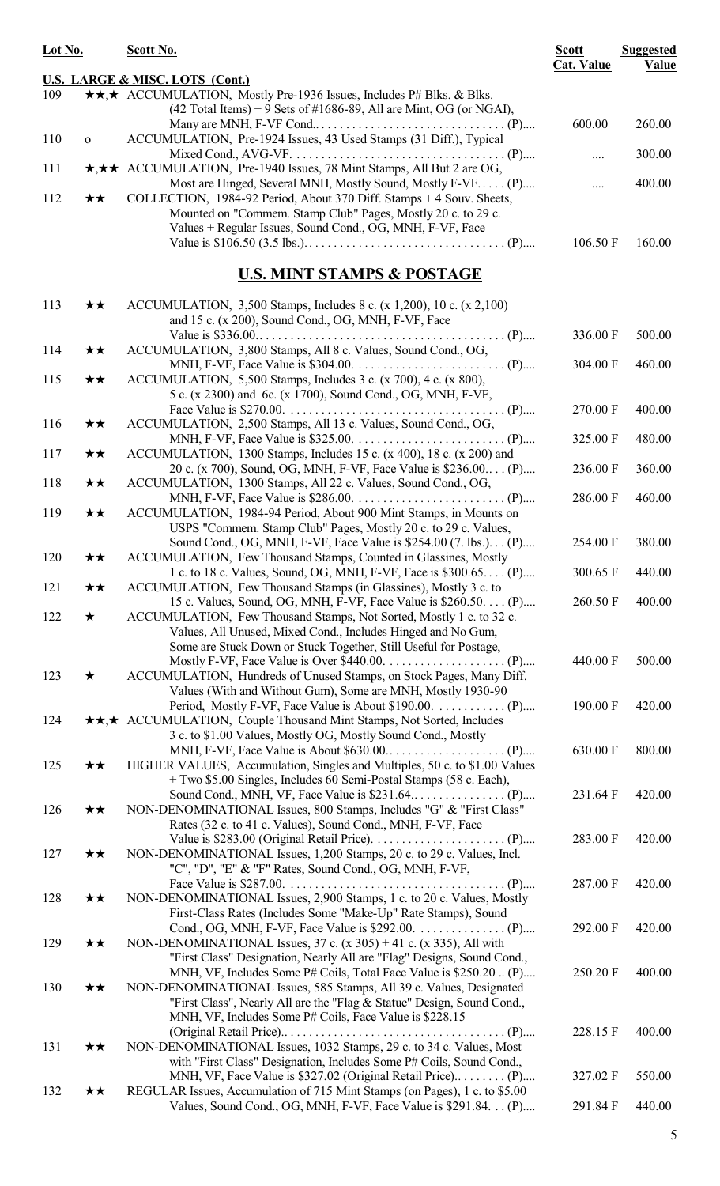| Lot No. | | Scott No. | Scott Cat. Value | Suggested Value |
|---|---|---|---|---|
| | | **U.S. LARGE & MISC. LOTS (Cont.)** | | |
| 109 | ★★,★ | ACCUMULATION, Mostly Pre-1936 Issues, Includes P# Blks. & Blks. (42 Total Items) + 9 Sets of #1686-89, All are Mint, OG (or NGAI), Many are MNH, F-VF Cond.................................. (P).... | 600.00 | 260.00 |
| 110 | o | ACCUMULATION, Pre-1924 Issues, 43 Used Stamps (31 Diff.), Typical Mixed Cond., AVG-VF. ..................................... (P).... | .... | 300.00 |
| 111 | ★,★★ | ACCUMULATION, Pre-1940 Issues, 78 Mint Stamps, All But 2 are OG, Most are Hinged, Several MNH, Mostly Sound, Mostly F-VF..... (P).... | .... | 400.00 |
| 112 | ★★ | COLLECTION, 1984-92 Period, About 370 Diff. Stamps + 4 Souv. Sheets, Mounted on "Commem. Stamp Club" Pages, Mostly 20 c. to 29 c. Values + Regular Issues, Sound Cond., OG, MNH, F-VF, Face Value is $106.50 (3.5 lbs.)...................................... (P).... | 106.50 F | 160.00 |

## U.S. MINT STAMPS & POSTAGE

| Lot No. | | Scott No. | Scott Cat. Value | Suggested Value |
|---|---|---|---|---|
| 113 | ★★ | ACCUMULATION, 3,500 Stamps, Includes 8 c. (x 1,200), 10 c. (x 2,100) and 15 c. (x 200), Sound Cond., OG, MNH, F-VF, Face Value is $336.00.......................................... (P).... | 336.00 F | 500.00 |
| 114 | ★★ | ACCUMULATION, 3,800 Stamps, All 8 c. Values, Sound Cond., OG, MNH, F-VF, Face Value is $304.00. ......................... (P).... | 304.00 F | 460.00 |
| 115 | ★★ | ACCUMULATION, 5,500 Stamps, Includes 3 c. (x 700), 4 c. (x 800), 5 c. (x 2300) and 6c. (x 1700), Sound Cond., OG, MNH, F-VF, Face Value is $270.00. ..................................... (P).... | 270.00 F | 400.00 |
| 116 | ★★ | ACCUMULATION, 2,500 Stamps, All 13 c. Values, Sound Cond., OG, MNH, F-VF, Face Value is $325.00. ......................... (P).... | 325.00 F | 480.00 |
| 117 | ★★ | ACCUMULATION, 1300 Stamps, Includes 15 c. (x 400), 18 c. (x 200) and 20 c. (x 700), Sound, OG, MNH, F-VF, Face Value is $236.00.... (P).... | 236.00 F | 360.00 |
| 118 | ★★ | ACCUMULATION, 1300 Stamps, All 22 c. Values, Sound Cond., OG, MNH, F-VF, Face Value is $286.00. ......................... (P).... | 286.00 F | 460.00 |
| 119 | ★★ | ACCUMULATION, 1984-94 Period, About 900 Mint Stamps, in Mounts on USPS "Commem. Stamp Club" Pages, Mostly 20 c. to 29 c. Values, Sound Cond., OG, MNH, F-VF, Face Value is $254.00 (7. lbs.). . . (P).... | 254.00 F | 380.00 |
| 120 | ★★ | ACCUMULATION, Few Thousand Stamps, Counted in Glassines, Mostly 1 c. to 18 c. Values, Sound, OG, MNH, F-VF, Face is $300.65. . . . (P).... | 300.65 F | 440.00 |
| 121 | ★★ | ACCUMULATION, Few Thousand Stamps (in Glassines), Mostly 3 c. to 15 c. Values, Sound, OG, MNH, F-VF, Face Value is $260.50. . . . (P).... | 260.50 F | 400.00 |
| 122 | ★ | ACCUMULATION, Few Thousand Stamps, Not Sorted, Mostly 1 c. to 32 c. Values, All Unused, Mixed Cond., Includes Hinged and No Gum, Some are Stuck Down or Stuck Together, Still Useful for Postage, Mostly F-VF, Face Value is Over $440.00. ................... (P).... | 440.00 F | 500.00 |
| 123 | ★ | ACCUMULATION, Hundreds of Unused Stamps, on Stock Pages, Many Diff. Values (With and Without Gum), Some are MNH, Mostly 1930-90 Period, Mostly F-VF, Face Value is About $190.00. ........... (P).... | 190.00 F | 420.00 |
| 124 | ★★,★ | ACCUMULATION, Couple Thousand Mint Stamps, Not Sorted, Includes 3 c. to $1.00 Values, Mostly OG, Mostly Sound Cond., Mostly MNH, F-VF, Face Value is About $630.00................... (P).... | 630.00 F | 800.00 |
| 125 | ★★ | HIGHER VALUES, Accumulation, Singles and Multiples, 50 c. to $1.00 Values + Two $5.00 Singles, Includes 60 Semi-Postal Stamps (58 c. Each), Sound Cond., MNH, VF, Face Value is $231.64.. ............. (P).... | 231.64 F | 420.00 |
| 126 | ★★ | NON-DENOMINATIONAL Issues, 800 Stamps, Includes "G" & "First Class" Rates (32 c. to 41 c. Values), Sound Cond., MNH, F-VF, Face Value is $283.00 (Original Retail Price). ..................... (P).... | 283.00 F | 420.00 |
| 127 | ★★ | NON-DENOMINATIONAL Issues, 1,200 Stamps, 20 c. to 29 c. Values, Incl. "C", "D", "E" & "F" Rates, Sound Cond., OG, MNH, F-VF, Face Value is $287.00. ..................................... (P).... | 287.00 F | 420.00 |
| 128 | ★★ | NON-DENOMINATIONAL Issues, 2,900 Stamps, 1 c. to 20 c. Values, Mostly First-Class Rates (Includes Some "Make-Up" Rate Stamps), Sound Cond., OG, MNH, F-VF, Face Value is $292.00. .............. (P).... | 292.00 F | 420.00 |
| 129 | ★★ | NON-DENOMINATIONAL Issues, 37 c. (x 305) + 41 c. (x 335), All with "First Class" Designation, Nearly All are "Flag" Designs, Sound Cond., MNH, VF, Includes Some P# Coils, Total Face Value is $250.20 .. (P).... | 250.20 F | 400.00 |
| 130 | ★★ | NON-DENOMINATIONAL Issues, 585 Stamps, All 39 c. Values, Designated "First Class", Nearly All are the "Flag & Statue" Design, Sound Cond., MNH, VF, Includes Some P# Coils, Face Value is $228.15 (Original Retail Price)...................................... (P).... | 228.15 F | 400.00 |
| 131 | ★★ | NON-DENOMINATIONAL Issues, 1032 Stamps, 29 c. to 34 c. Values, Most with "First Class" Designation, Includes Some P# Coils, Sound Cond., MNH, VF, Face Value is $327.02 (Original Retail Price)......... (P).... | 327.02 F | 550.00 |
| 132 | ★★ | REGULAR Issues, Accumulation of 715 Mint Stamps (on Pages), 1 c. to $5.00 Values, Sound Cond., OG, MNH, F-VF, Face Value is $291.84. . . (P).... | 291.84 F | 440.00 |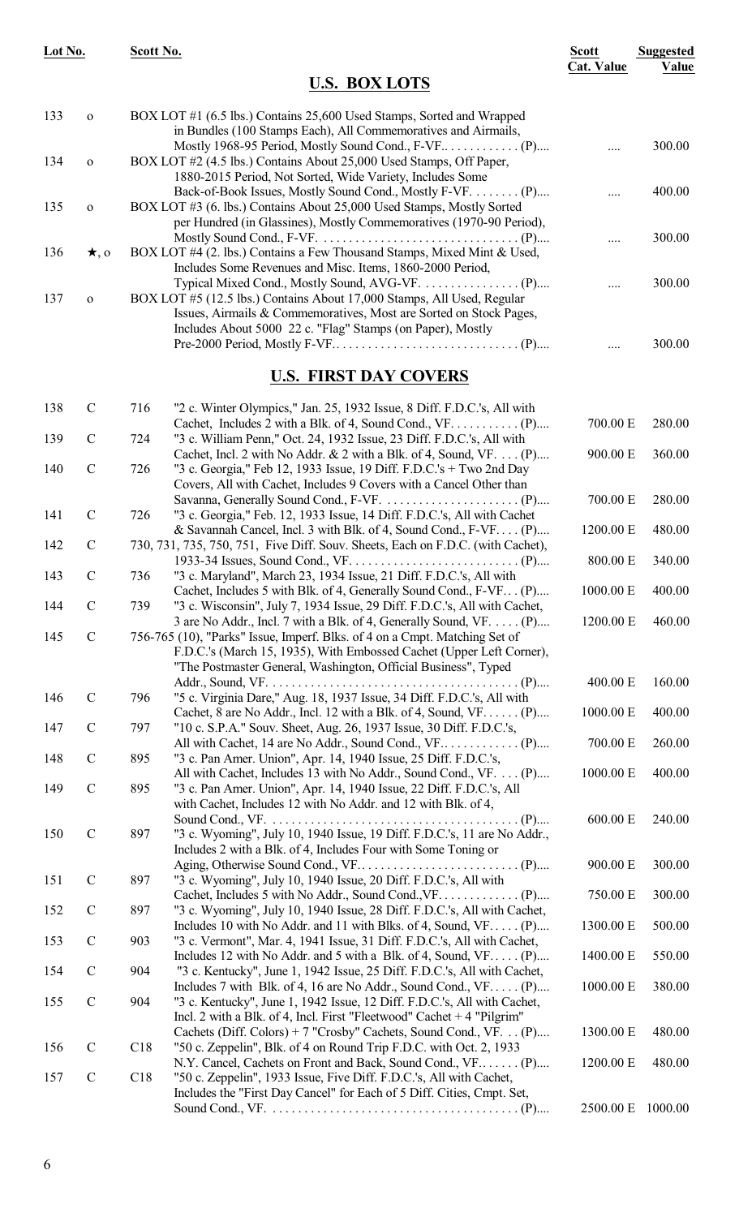| Lot No. | | Scott No. | | Scott Cat. Value | Suggested Value |
|---|---|---|---|---|---|

## U.S. BOX LOTS

| Lot No. | | Scott No. | Description | Scott Cat. Value | Suggested Value |
|---|---|---|---|---|---|
| 133 | o | | BOX LOT #1 (6.5 lbs.) Contains 25,600 Used Stamps, Sorted and Wrapped in Bundles (100 Stamps Each), All Commemoratives and Airmails, Mostly 1968-95 Period, Mostly Sound Cond., F-VF.. . . . . . . . . . . (P).... | .... | 300.00 |
| 134 | o | | BOX LOT #2 (4.5 lbs.) Contains About 25,000 Used Stamps, Off Paper, 1880-2015 Period, Not Sorted, Wide Variety, Includes Some Back-of-Book Issues, Mostly Sound Cond., Mostly F-VF. . . . . . . . (P).... | .... | 400.00 |
| 135 | o | | BOX LOT #3 (6. lbs.) Contains About 25,000 Used Stamps, Mostly Sorted per Hundred (in Glassines), Mostly Commemoratives (1970-90 Period), Mostly Sound Cond., F-VF. . . . . . . . . . . . . . . . . . . . . . . . . . . . . . . (P).... | .... | 300.00 |
| 136 | ★, o | | BOX LOT #4 (2. lbs.) Contains a Few Thousand Stamps, Mixed Mint & Used, Includes Some Revenues and Misc. Items, 1860-2000 Period, Typical Mixed Cond., Mostly Sound, AVG-VF. . . . . . . . . . . . . . . . (P).... | .... | 300.00 |
| 137 | o | | BOX LOT #5 (12.5 lbs.) Contains About 17,000 Stamps, All Used, Regular Issues, Airmails & Commemoratives, Most are Sorted on Stock Pages, Includes About 5000 22 c. "Flag" Stamps (on Paper), Mostly Pre-2000 Period, Mostly F-VF.. . . . . . . . . . . . . . . . . . . . . . . . . . . . . (P).... | .... | 300.00 |

## U.S. FIRST DAY COVERS

| Lot No. | | Scott No. | Description | Scott Cat. Value | Suggested Value |
|---|---|---|---|---|---|
| 138 | C | 716 | "2 c. Winter Olympics," Jan. 25, 1932 Issue, 8 Diff. F.D.C.'s, All with Cachet, Includes 2 with a Blk. of 4, Sound Cond., VF. . . . . . . . . . . (P).... | 700.00 E | 280.00 |
| 139 | C | 724 | "3 c. William Penn," Oct. 24, 1932 Issue, 23 Diff. F.D.C.'s, All with Cachet, Incl. 2 with No Addr. & 2 with a Blk. of 4, Sound, VF. . . . (P).... | 900.00 E | 360.00 |
| 140 | C | 726 | "3 c. Georgia," Feb 12, 1933 Issue, 19 Diff. F.D.C.'s + Two 2nd Day Covers, All with Cachet, Includes 9 Covers with a Cancel Other than Savanna, Generally Sound Cond., F-VF. . . . . . . . . . . . . . . . . . . . . . (P).... | 700.00 E | 280.00 |
| 141 | C | 726 | "3 c. Georgia," Feb. 12, 1933 Issue, 14 Diff. F.D.C.'s, All with Cachet & Savannah Cancel, Incl. 3 with Blk. of 4, Sound Cond., F-VF. . . . (P).... | 1200.00 E | 480.00 |
| 142 | C | | 730, 731, 735, 750, 751, Five Diff. Souv. Sheets, Each on F.D.C. (with Cachet), 1933-34 Issues, Sound Cond., VF. . . . . . . . . . . . . . . . . . . . . . . . . . . (P).... | 800.00 E | 340.00 |
| 143 | C | 736 | "3 c. Maryland", March 23, 1934 Issue, 21 Diff. F.D.C.'s, All with Cachet, Includes 5 with Blk. of 4, Generally Sound Cond., F-VF. . . (P).... | 1000.00 E | 400.00 |
| 144 | C | 739 | "3 c. Wisconsin", July 7, 1934 Issue, 29 Diff. F.D.C.'s, All with Cachet, 3 are No Addr., Incl. 7 with a Blk. of 4, Generally Sound, VF. . . . . (P).... | 1200.00 E | 460.00 |
| 145 | C | | 756-765 (10), "Parks" Issue, Imperf. Blks. of 4 on a Cmpt. Matching Set of F.D.C.'s (March 15, 1935), With Embossed Cachet (Upper Left Corner), "The Postmaster General, Washington, Official Business", Typed Addr., Sound, VF. . . . . . . . . . . . . . . . . . . . . . . . . . . . . . . . . . . . . . . . (P).... | 400.00 E | 160.00 |
| 146 | C | 796 | "5 c. Virginia Dare," Aug. 18, 1937 Issue, 34 Diff. F.D.C.'s, All with Cachet, 8 are No Addr., Incl. 12 with a Blk. of 4, Sound, VF. . . . . . (P).... | 1000.00 E | 400.00 |
| 147 | C | 797 | "10 c. S.P.A." Souv. Sheet, Aug. 26, 1937 Issue, 30 Diff. F.D.C.'s, All with Cachet, 14 are No Addr., Sound Cond., VF.. . . . . . . . . . . . (P).... | 700.00 E | 260.00 |
| 148 | C | 895 | "3 c. Pan Amer. Union", Apr. 14, 1940 Issue, 25 Diff. F.D.C.'s, All with Cachet, Includes 13 with No Addr., Sound Cond., VF. . . . (P).... | 1000.00 E | 400.00 |
| 149 | C | 895 | "3 c. Pan Amer. Union", Apr. 14, 1940 Issue, 22 Diff. F.D.C.'s, All with Cachet, Includes 12 with No Addr. and 12 with Blk. of 4, Sound Cond., VF. . . . . . . . . . . . . . . . . . . . . . . . . . . . . . . . . . . . . . . (P).... | 600.00 E | 240.00 |
| 150 | C | 897 | "3 c. Wyoming", July 10, 1940 Issue, 19 Diff. F.D.C.'s, 11 are No Addr., Includes 2 with a Blk. of 4, Includes Four with Some Toning or Aging, Otherwise Sound Cond., VF.. . . . . . . . . . . . . . . . . . . . . . . . (P).... | 900.00 E | 300.00 |
| 151 | C | 897 | "3 c. Wyoming", July 10, 1940 Issue, 20 Diff. F.D.C.'s, All with Cachet, Includes 5 with No Addr., Sound Cond.,VF. . . . . . . . . . . . . (P).... | 750.00 E | 300.00 |
| 152 | C | 897 | "3 c. Wyoming", July 10, 1940 Issue, 28 Diff. F.D.C.'s, All with Cachet, Includes 10 with No Addr. and 11 with Blks. of 4, Sound, VF. . . . . (P).... | 1300.00 E | 500.00 |
| 153 | C | 903 | "3 c. Vermont", Mar. 4, 1941 Issue, 31 Diff. F.D.C.'s, All with Cachet, Includes 12 with No Addr. and 5 with a Blk. of 4, Sound, VF. . . . . (P).... | 1400.00 E | 550.00 |
| 154 | C | 904 | "3 c. Kentucky", June 1, 1942 Issue, 25 Diff. F.D.C.'s, All with Cachet, Includes 7 with Blk. of 4, 16 are No Addr., Sound Cond., VF. . . . . (P).... | 1000.00 E | 380.00 |
| 155 | C | 904 | "3 c. Kentucky", June 1, 1942 Issue, 12 Diff. F.D.C.'s, All with Cachet, Incl. 2 with a Blk. of 4, Incl. First "Fleetwood" Cachet + 4 "Pilgrim" Cachets (Diff. Colors) + 7 "Crosby" Cachets, Sound Cond., VF. . . (P).... | 1300.00 E | 480.00 |
| 156 | C | C18 | "50 c. Zeppelin", Blk. of 4 on Round Trip F.D.C. with Oct. 2, 1933 N.Y. Cancel, Cachets on Front and Back, Sound Cond., VF.. . . . . . (P).... | 1200.00 E | 480.00 |
| 157 | C | C18 | "50 c. Zeppelin", 1933 Issue, Five Diff. F.D.C.'s, All with Cachet, Includes the "First Day Cancel" for Each of 5 Diff. Cities, Cmpt. Set, Sound Cond., VF. . . . . . . . . . . . . . . . . . . . . . . . . . . . . . . . . . . . . . . . (P).... | 2500.00 E | 1000.00 |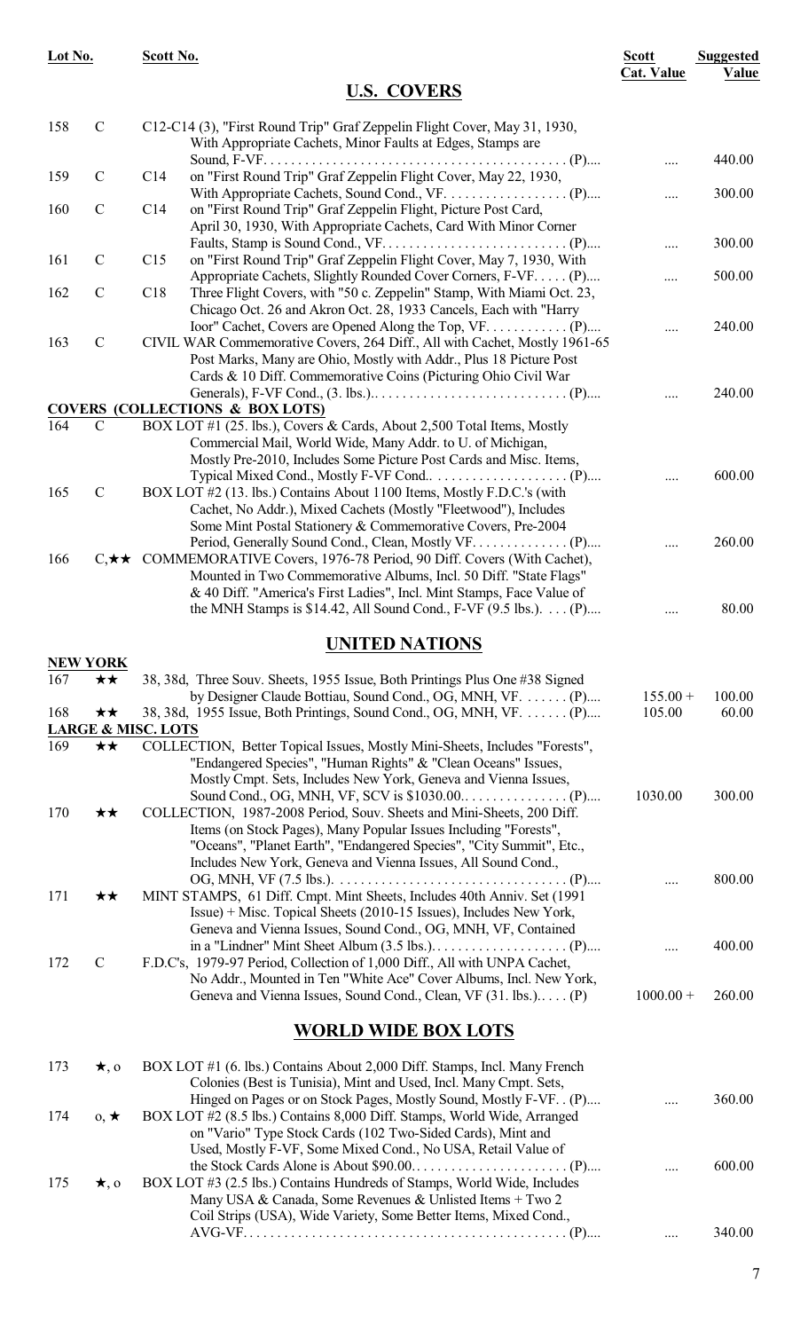## U.S. COVERS

| Lot No. | | Scott No. | Description | Scott Cat. Value | Suggested Value |
|---|---|---|---|---|---|
| 158 | C | | C12-C14 (3), "First Round Trip" Graf Zeppelin Flight Cover, May 31, 1930, With Appropriate Cachets, Minor Faults at Edges, Stamps are Sound, F-VF. . . . (P).... | .... | 440.00 |
| 159 | C | C14 | on "First Round Trip" Graf Zeppelin Flight Cover, May 22, 1930, With Appropriate Cachets, Sound Cond., VF. . . . (P).... | .... | 300.00 |
| 160 | C | C14 | on "First Round Trip" Graf Zeppelin Flight, Picture Post Card, April 30, 1930, With Appropriate Cachets, Card With Minor Corner Faults, Stamp is Sound Cond., VF. . . . (P).... | .... | 300.00 |
| 161 | C | C15 | on "First Round Trip" Graf Zeppelin Flight Cover, May 7, 1930, With Appropriate Cachets, Slightly Rounded Cover Corners, F-VF. . . . . (P).... | .... | 500.00 |
| 162 | C | C18 | Three Flight Covers, with "50 c. Zeppelin" Stamp, With Miami Oct. 23, Chicago Oct. 26 and Akron Oct. 28, 1933 Cancels, Each with "Harry Ioor" Cachet, Covers are Opened Along the Top, VF. . . . (P).... | .... | 240.00 |
| 163 | C | | CIVIL WAR Commemorative Covers, 264 Diff., All with Cachet, Mostly 1961-65 Post Marks, Many are Ohio, Mostly with Addr., Plus 18 Picture Post Cards & 10 Diff. Commemorative Coins (Picturing Ohio Civil War Generals), F-VF Cond., (3. lbs.).. . . . (P).... | .... | 240.00 |

### COVERS (COLLECTIONS & BOX LOTS)

| Lot No. | | Description | Scott Cat. Value | Suggested Value |
|---|---|---|---|---|
| 164 | C | BOX LOT #1 (25. lbs.), Covers & Cards, About 2,500 Total Items, Mostly Commercial Mail, World Wide, Many Addr. to U. of Michigan, Mostly Pre-2010, Includes Some Picture Post Cards and Misc. Items, Typical Mixed Cond., Mostly F-VF Cond.. . . . (P).... | .... | 600.00 |
| 165 | C | BOX LOT #2 (13. lbs.) Contains About 1100 Items, Mostly F.D.C.'s (with Cachet, No Addr.), Mixed Cachets (Mostly "Fleetwood"), Includes Some Mint Postal Stationery & Commemorative Covers, Pre-2004 Period, Generally Sound Cond., Clean, Mostly VF. . . . (P).... | .... | 260.00 |
| 166 | C,★★ | COMMEMORATIVE Covers, 1976-78 Period, 90 Diff. Covers (With Cachet), Mounted in Two Commemorative Albums, Incl. 50 Diff. "State Flags" & 40 Diff. "America's First Ladies", Incl. Mint Stamps, Face Value of the MNH Stamps is $14.42, All Sound Cond., F-VF (9.5 lbs.). . . . (P).... | .... | 80.00 |

## UNITED NATIONS

### NEW YORK

| Lot No. | | Description | Scott Cat. Value | Suggested Value |
|---|---|---|---|---|
| 167 | ★★ | 38, 38d, Three Souv. Sheets, 1955 Issue, Both Printings Plus One #38 Signed by Designer Claude Bottiau, Sound Cond., OG, MNH, VF. . . . . . (P).... | 155.00 + | 100.00 |
| 168 | ★★ | 38, 38d, 1955 Issue, Both Printings, Sound Cond., OG, MNH, VF. . . . . . (P).... | 105.00 | 60.00 |

### LARGE & MISC. LOTS

| Lot No. | | Description | Scott Cat. Value | Suggested Value |
|---|---|---|---|---|
| 169 | ★★ | COLLECTION, Better Topical Issues, Mostly Mini-Sheets, Includes "Forests", "Endangered Species", "Human Rights" & "Clean Oceans" Issues, Mostly Cmpt. Sets, Includes New York, Geneva and Vienna Issues, Sound Cond., OG, MNH, VF, SCV is $1030.00.. . . . (P).... | 1030.00 | 300.00 |
| 170 | ★★ | COLLECTION, 1987-2008 Period, Souv. Sheets and Mini-Sheets, 200 Diff. Items (on Stock Pages), Many Popular Issues Including "Forests", "Oceans", "Planet Earth", "Endangered Species", "City Summit", Etc., Includes New York, Geneva and Vienna Issues, All Sound Cond., OG, MNH, VF (7.5 lbs.). . . . (P).... | .... | 800.00 |
| 171 | ★★ | MINT STAMPS, 61 Diff. Cmpt. Mint Sheets, Includes 40th Anniv. Set (1991 Issue) + Misc. Topical Sheets (2010-15 Issues), Includes New York, Geneva and Vienna Issues, Sound Cond., OG, MNH, VF, Contained in a "Lindner" Mint Sheet Album (3.5 lbs.). . . . (P).... | .... | 400.00 |
| 172 | C | F.D.C's, 1979-97 Period, Collection of 1,000 Diff., All with UNPA Cachet, No Addr., Mounted in Ten "White Ace" Cover Albums, Incl. New York, Geneva and Vienna Issues, Sound Cond., Clean, VF (31. lbs.). . . . (P) | 1000.00 + | 260.00 |

## WORLD WIDE BOX LOTS

| Lot No. | | Description | Scott Cat. Value | Suggested Value |
|---|---|---|---|---|
| 173 | ★, o | BOX LOT #1 (6. lbs.) Contains About 2,000 Diff. Stamps, Incl. Many French Colonies (Best is Tunisia), Mint and Used, Incl. Many Cmpt. Sets, Hinged on Pages or on Stock Pages, Mostly Sound, Mostly F-VF. . (P).... | .... | 360.00 |
| 174 | o, ★ | BOX LOT #2 (8.5 lbs.) Contains 8,000 Diff. Stamps, World Wide, Arranged on "Vario" Type Stock Cards (102 Two-Sided Cards), Mint and Used, Mostly F-VF, Some Mixed Cond., No USA, Retail Value of the Stock Cards Alone is About $90.00. . . . (P).... | .... | 600.00 |
| 175 | ★, o | BOX LOT #3 (2.5 lbs.) Contains Hundreds of Stamps, World Wide, Includes Many USA & Canada, Some Revenues & Unlisted Items + Two 2 Coil Strips (USA), Wide Variety, Some Better Items, Mixed Cond., AVG-VF. . . . (P).... | .... | 340.00 |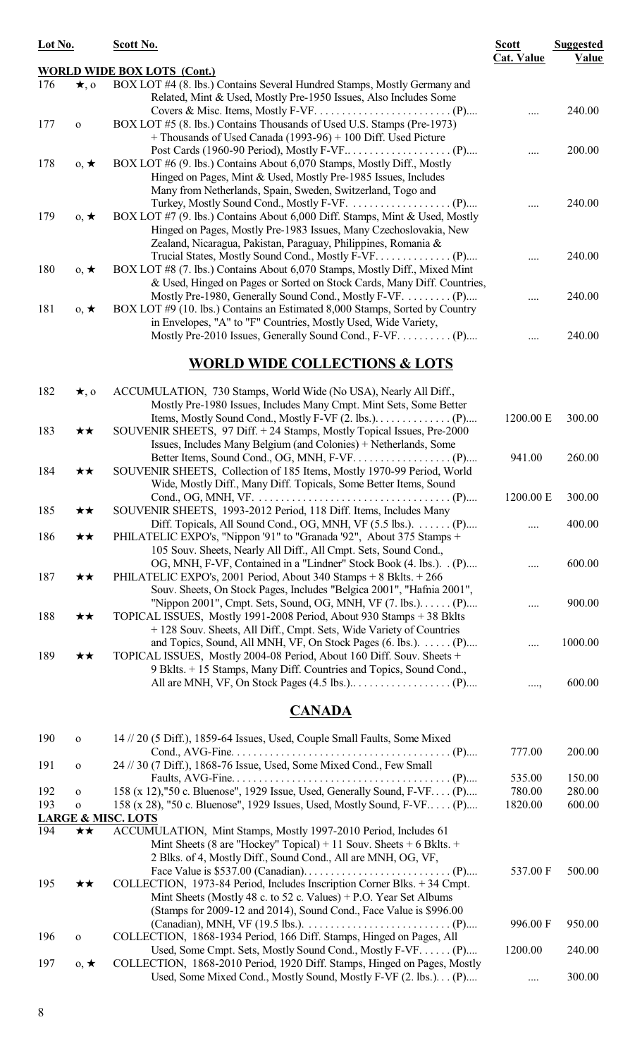| Lot No. | | Scott No. | Scott Cat. Value | Suggested Value |
|---|---|---|---|---|
| | | **WORLD WIDE BOX LOTS (Cont.)** | | |
| 176 | ★, o | BOX LOT #4 (8. lbs.) Contains Several Hundred Stamps, Mostly Germany and Related, Mint & Used, Mostly Pre-1950 Issues, Also Includes Some Covers & Misc. Items, Mostly F-VF. . . . . . . . . . . . . . . . . . . . . . . . . (P).... | .... | 240.00 |
| 177 | o | BOX LOT #5 (8. lbs.) Contains Thousands of Used U.S. Stamps (Pre-1973) + Thousands of Used Canada (1993-96) + 100 Diff. Used Picture Post Cards (1960-90 Period), Mostly F-VF.. . . . . . . . . . . . . . . . . . . (P).... | .... | 200.00 |
| 178 | o, ★ | BOX LOT #6 (9. lbs.) Contains About 6,070 Stamps, Mostly Diff., Mostly Hinged on Pages, Mint & Used, Mostly Pre-1985 Issues, Includes Many from Netherlands, Spain, Sweden, Switzerland, Togo and Turkey, Mostly Sound Cond., Mostly F-VF. . . . . . . . . . . . . . . . . . . (P).... | .... | 240.00 |
| 179 | o, ★ | BOX LOT #7 (9. lbs.) Contains About 6,000 Diff. Stamps, Mint & Used, Mostly Hinged on Pages, Mostly Pre-1983 Issues, Many Czechoslovakia, New Zealand, Nicaragua, Pakistan, Paraguay, Philippines, Romania & Trucial States, Mostly Sound Cond., Mostly F-VF. . . . . . . . . . . . . . (P).... | .... | 240.00 |
| 180 | o, ★ | BOX LOT #8 (7. lbs.) Contains About 6,070 Stamps, Mostly Diff., Mixed Mint & Used, Hinged on Pages or Sorted on Stock Cards, Many Diff. Countries, Mostly Pre-1980, Generally Sound Cond., Mostly F-VF. . . . . . . . . (P).... | .... | 240.00 |
| 181 | o, ★ | BOX LOT #9 (10. lbs.) Contains an Estimated 8,000 Stamps, Sorted by Country in Envelopes, "A" to "F" Countries, Mostly Used, Wide Variety, Mostly Pre-2010 Issues, Generally Sound Cond., F-VF. . . . . . . . . . (P).... | .... | 240.00 |

## WORLD WIDE COLLECTIONS & LOTS

| Lot No. | | Scott No. | Scott Cat. Value | Suggested Value |
|---|---|---|---|---|
| 182 | ★, o | ACCUMULATION, 730 Stamps, World Wide (No USA), Nearly All Diff., Mostly Pre-1980 Issues, Includes Many Cmpt. Mint Sets, Some Better Items, Mostly Sound Cond., Mostly F-VF (2. lbs.). . . . . . . . . . . . . . (P).... | 1200.00 E | 300.00 |
| 183 | ★★ | SOUVENIR SHEETS, 97 Diff. + 24 Stamps, Mostly Topical Issues, Pre-2000 Issues, Includes Many Belgium (and Colonies) + Netherlands, Some Better Items, Sound Cond., OG, MNH, F-VF. . . . . . . . . . . . . . . . . . (P).... | 941.00 | 260.00 |
| 184 | ★★ | SOUVENIR SHEETS, Collection of 185 Items, Mostly 1970-99 Period, World Wide, Mostly Diff., Many Diff. Topicals, Some Better Items, Sound Cond., OG, MNH, VF. . . . . . . . . . . . . . . . . . . . . . . . . . . . . . . . . . . . (P).... | 1200.00 E | 300.00 |
| 185 | ★★ | SOUVENIR SHEETS, 1993-2012 Period, 118 Diff. Items, Includes Many Diff. Topicals, All Sound Cond., OG, MNH, VF (5.5 lbs.). . . . . . . (P).... | .... | 400.00 |
| 186 | ★★ | PHILATELIC EXPO's, "Nippon '91" to "Granada '92", About 375 Stamps + 105 Souv. Sheets, Nearly All Diff., All Cmpt. Sets, Sound Cond., OG, MNH, F-VF, Contained in a "Lindner" Stock Book (4. lbs.). . (P).... | .... | 600.00 |
| 187 | ★★ | PHILATELIC EXPO's, 2001 Period, About 340 Stamps + 8 Bklts. + 266 Souv. Sheets, On Stock Pages, Includes "Belgica 2001", "Hafnia 2001", "Nippon 2001", Cmpt. Sets, Sound, OG, MNH, VF (7. lbs.). . . . . . (P).... | .... | 900.00 |
| 188 | ★★ | TOPICAL ISSUES, Mostly 1991-2008 Period, About 930 Stamps + 38 Bklts + 128 Souv. Sheets, All Diff., Cmpt. Sets, Wide Variety of Countries and Topics, Sound, All MNH, VF, On Stock Pages (6. lbs.). . . . . . (P).... | .... | 1000.00 |
| 189 | ★★ | TOPICAL ISSUES, Mostly 2004-08 Period, About 160 Diff. Souv. Sheets + 9 Bklts. + 15 Stamps, Many Diff. Countries and Topics, Sound Cond., All are MNH, VF, On Stock Pages (4.5 lbs.).. . . . . . . . . . . . . . . . . . (P).... | ...., | 600.00 |

## CANADA

| Lot No. | | Scott No. | Scott Cat. Value | Suggested Value |
|---|---|---|---|---|
| 190 | o | 14 // 20 (5 Diff.), 1859-64 Issues, Used, Couple Small Faults, Some Mixed Cond., AVG-Fine. . . . . . . . . . . . . . . . . . . . . . . . . . . . . . . . . . . . . . . . (P).... | 777.00 | 200.00 |
| 191 | o | 24 // 30 (7 Diff.), 1868-76 Issue, Used, Some Mixed Cond., Few Small Faults, AVG-Fine. . . . . . . . . . . . . . . . . . . . . . . . . . . . . . . . . . . . . . . . (P).... | 535.00 | 150.00 |
| 192 | o | 158 (x 12),"50 c. Bluenose", 1929 Issue, Used, Generally Sound, F-VF. . . . (P).... | 780.00 | 280.00 |
| 193 | o | 158 (x 28), "50 c. Bluenose", 1929 Issues, Used, Mostly Sound, F-VF. . . . . (P).... | 1820.00 | 600.00 |
| | | **LARGE & MISC. LOTS** | | |
| 194 | ★★ | ACCUMULATION, Mint Stamps, Mostly 1997-2010 Period, Includes 61 Mint Sheets (8 are "Hockey" Topical) + 11 Souv. Sheets + 6 Bklts. + 2 Blks. of 4, Mostly Diff., Sound Cond., All are MNH, OG, VF, Face Value is $537.00 (Canadian). . . . . . . . . . . . . . . . . . . . . . . . . . . (P).... | 537.00 F | 500.00 |
| 195 | ★★ | COLLECTION, 1973-84 Period, Includes Inscription Corner Blks. + 34 Cmpt. Mint Sheets (Mostly 48 c. to 52 c. Values) + P.O. Year Set Albums (Stamps for 2009-12 and 2014), Sound Cond., Face Value is $996.00 (Canadian), MNH, VF (19.5 lbs.). . . . . . . . . . . . . . . . . . . . . . . . . . . (P).... | 996.00 F | 950.00 |
| 196 | o | COLLECTION, 1868-1934 Period, 166 Diff. Stamps, Hinged on Pages, All Used, Some Cmpt. Sets, Mostly Sound Cond., Mostly F-VF. . . . . . (P).... | 1200.00 | 240.00 |
| 197 | o, ★ | COLLECTION, 1868-2010 Period, 1920 Diff. Stamps, Hinged on Pages, Mostly Used, Some Mixed Cond., Mostly Sound, Mostly F-VF (2. lbs.). . . (P).... | .... | 300.00 |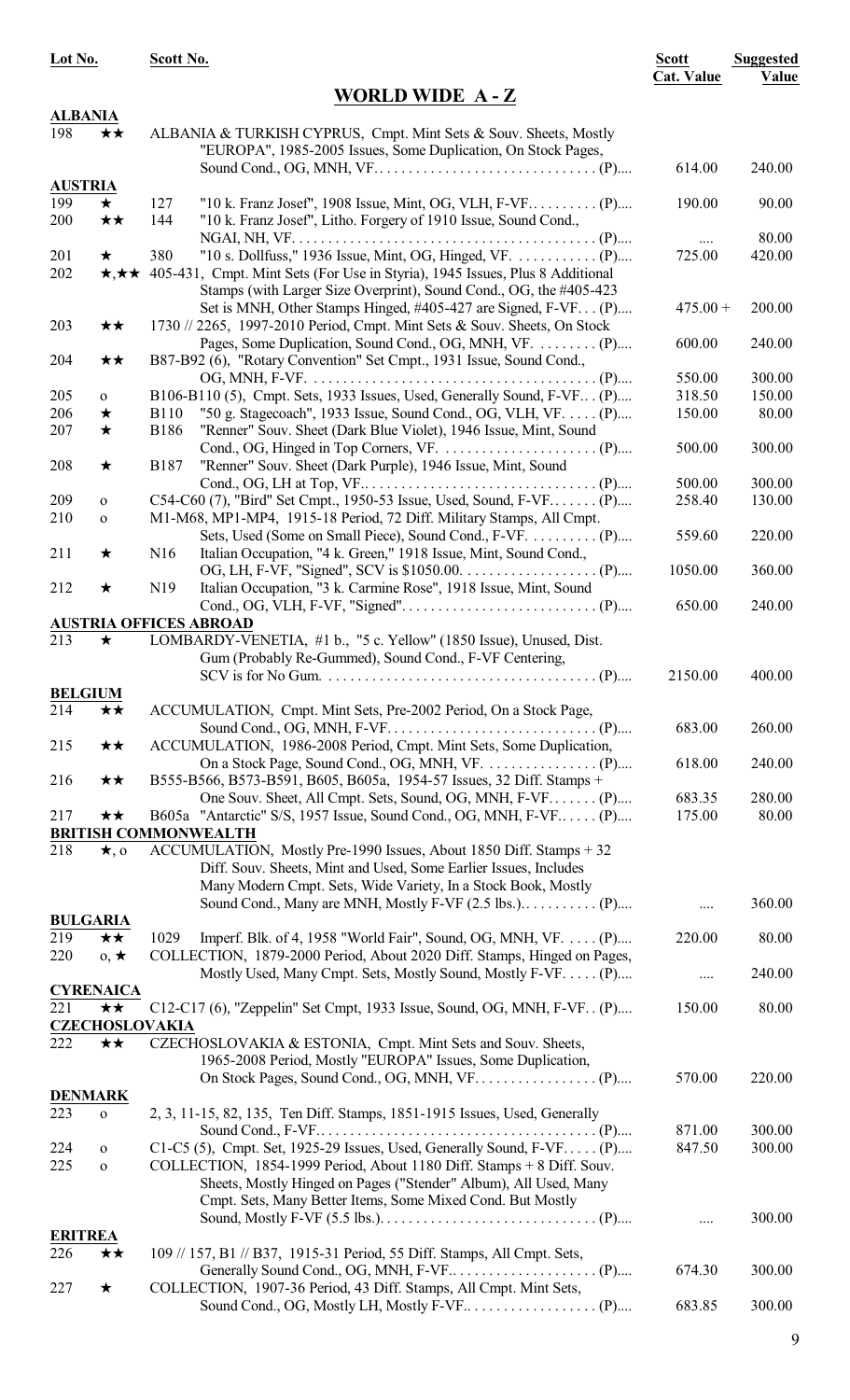## WORLD WIDE A - Z

| Lot No. | | Scott No. | Description | Scott Cat. Value | Suggested Value |
|---|---|---|---|---|---|
| **ALBANIA** | | | | | |
| 198 | ★★ | | ALBANIA & TURKISH CYPRUS, Cmpt. Mint Sets & Souv. Sheets, Mostly "EUROPA", 1985-2005 Issues, Some Duplication, On Stock Pages, Sound Cond., OG, MNH, VF. . . . . . . . . . . . . . . . . . . . . . . . . . . . . . . (P).... | 614.00 | 240.00 |
| **AUSTRIA** | | | | | |
| 199 | ★ | 127 | "10 k. Franz Josef", 1908 Issue, Mint, OG, VLH, F-VF. . . . . . . . . . (P).... | 190.00 | 90.00 |
| 200 | ★★ | 144 | "10 k. Franz Josef", Litho. Forgery of 1910 Issue, Sound Cond., NGAI, NH, VF. . . . . . . . . . . . . . . . . . . . . . . . . . . . . . . . . . . . . . . . . . (P).... | .... | 80.00 |
| 201 | ★ | 380 | "10 s. Dollfuss," 1936 Issue, Mint, OG, Hinged, VF. . . . . . . . . . . . (P).... | 725.00 | 420.00 |
| 202 | ★,★★ | 405-431, | Cmpt. Mint Sets (For Use in Styria), 1945 Issues, Plus 8 Additional Stamps (with Larger Size Overprint), Sound Cond., OG, the #405-423 Set is MNH, Other Stamps Hinged, #405-427 are Signed, F-VF. . . (P).... | 475.00 + | 200.00 |
| 203 | ★★ | 1730 // 2265, | 1997-2010 Period, Cmpt. Mint Sets & Souv. Sheets, On Stock Pages, Some Duplication, Sound Cond., OG, MNH, VF. . . . . . . . . (P).... | 600.00 | 240.00 |
| 204 | ★★ | B87-B92 (6), | "Rotary Convention" Set Cmpt., 1931 Issue, Sound Cond., OG, MNH, F-VF. . . . . . . . . . . . . . . . . . . . . . . . . . . . . . . . . . . . . . . . (P).... | 550.00 | 300.00 |
| 205 | o | B106-B110 (5), | Cmpt. Sets, 1933 Issues, Used, Generally Sound, F-VF. . . (P).... | 318.50 | 150.00 |
| 206 | ★ | B110 | "50 g. Stagecoach", 1933 Issue, Sound Cond., OG, VLH, VF. . . . . (P).... | 150.00 | 80.00 |
| 207 | ★ | B186 | "Renner" Souv. Sheet (Dark Blue Violet), 1946 Issue, Mint, Sound Cond., OG, Hinged in Top Corners, VF. . . . . . . . . . . . . . . . . . . . . . (P).... | 500.00 | 300.00 |
| 208 | ★ | B187 | "Renner" Souv. Sheet (Dark Purple), 1946 Issue, Mint, Sound Cond., OG, LH at Top, VF.. . . . . . . . . . . . . . . . . . . . . . . . . . . . . . . . (P).... | 500.00 | 300.00 |
| 209 | o | C54-C60 (7), | "Bird" Set Cmpt., 1950-53 Issue, Used, Sound, F-VF. . . . . . . (P).... | 258.40 | 130.00 |
| 210 | o | M1-M68, MP1-MP4, | 1915-18 Period, 72 Diff. Military Stamps, All Cmpt. Sets, Used (Some on Small Piece), Sound Cond., F-VF. . . . . . . . . . (P).... | 559.60 | 220.00 |
| 211 | ★ | N16 | Italian Occupation, "4 k. Green," 1918 Issue, Mint, Sound Cond., OG, LH, F-VF, "Signed", SCV is $1050.00. . . . . . . . . . . . . . . . . . . (P).... | 1050.00 | 360.00 |
| 212 | ★ | N19 | Italian Occupation, "3 k. Carmine Rose", 1918 Issue, Mint, Sound Cond., OG, VLH, F-VF, "Signed". . . . . . . . . . . . . . . . . . . . . . . . . . . . (P).... | 650.00 | 240.00 |
| **AUSTRIA OFFICES ABROAD** | | | | | |
| 213 | ★ | | LOMBARDY-VENETIA, #1 b., "5 c. Yellow" (1850 Issue), Unused, Dist. Gum (Probably Re-Gummed), Sound Cond., F-VF Centering, SCV is for No Gum. . . . . . . . . . . . . . . . . . . . . . . . . . . . . . . . . . . . . . (P).... | 2150.00 | 400.00 |
| **BELGIUM** | | | | | |
| 214 | ★★ | | ACCUMULATION, Cmpt. Mint Sets, Pre-2002 Period, On a Stock Page, Sound Cond., OG, MNH, F-VF. . . . . . . . . . . . . . . . . . . . . . . . . . . . . (P).... | 683.00 | 260.00 |
| 215 | ★★ | | ACCUMULATION, 1986-2008 Period, Cmpt. Mint Sets, Some Duplication, On a Stock Page, Sound Cond., OG, MNH, VF. . . . . . . . . . . . . . . . (P).... | 618.00 | 240.00 |
| 216 | ★★ | B555-B566, B573-B591, B605, B605a, | 1954-57 Issues, 32 Diff. Stamps + One Souv. Sheet, All Cmpt. Sets, Sound, OG, MNH, F-VF. . . . . . . (P).... | 683.35 | 280.00 |
| 217 | ★★ | B605a | "Antarctic" S/S, 1957 Issue, Sound Cond., OG, MNH, F-VF. . . . . . (P).... | 175.00 | 80.00 |
| **BRITISH COMMONWEALTH** | | | | | |
| 218 | ★, o | | ACCUMULATION, Mostly Pre-1990 Issues, About 1850 Diff. Stamps + 32 Diff. Souv. Sheets, Mint and Used, Some Earlier Issues, Includes Many Modern Cmpt. Sets, Wide Variety, In a Stock Book, Mostly Sound Cond., Many are MNH, Mostly F-VF (2.5 lbs.). . . . . . . . . . (P).... | .... | 360.00 |
| **BULGARIA** | | | | | |
| 219 | ★★ | 1029 | Imperf. Blk. of 4, 1958 "World Fair", Sound, OG, MNH, VF. . . . . (P).... | 220.00 | 80.00 |
| 220 | o, ★ | | COLLECTION, 1879-2000 Period, About 2020 Diff. Stamps, Hinged on Pages, Mostly Used, Many Cmpt. Sets, Mostly Sound, Mostly F-VF. . . . . (P).... | .... | 240.00 |
| **CYRENAICA** | | | | | |
| 221 | ★★ | C12-C17 (6), | "Zeppelin" Set Cmpt, 1933 Issue, Sound, OG, MNH, F-VF. . (P).... | 150.00 | 80.00 |
| **CZECHOSLOVAKIA** | | | | | |
| 222 | ★★ | | CZECHOSLOVAKIA & ESTONIA, Cmpt. Mint Sets and Souv. Sheets, 1965-2008 Period, Mostly "EUROPA" Issues, Some Duplication, On Stock Pages, Sound Cond., OG, MNH, VF. . . . . . . . . . . . . . . . . (P).... | 570.00 | 220.00 |
| **DENMARK** | | | | | |
| 223 | o | 2, 3, 11-15, 82, 135, | Ten Diff. Stamps, 1851-1915 Issues, Used, Generally Sound Cond., F-VF. . . . . . . . . . . . . . . . . . . . . . . . . . . . . . . . . . . . . . (P).... | 871.00 | 300.00 |
| 224 | o | C1-C5 (5), | Cmpt. Set, 1925-29 Issues, Used, Generally Sound, F-VF. . . . . (P).... | 847.50 | 300.00 |
| 225 | o | | COLLECTION, 1854-1999 Period, About 1180 Diff. Stamps + 8 Diff. Souv. Sheets, Mostly Hinged on Pages ("Stender" Album), All Used, Many Cmpt. Sets, Many Better Items, Some Mixed Cond. But Mostly Sound, Mostly F-VF (5.5 lbs.). . . . . . . . . . . . . . . . . . . . . . . . . . . . . (P).... | .... | 300.00 |
| **ERITREA** | | | | | |
| 226 | ★★ | 109 // 157, B1 // B37, | 1915-31 Period, 55 Diff. Stamps, All Cmpt. Sets, Generally Sound Cond., OG, MNH, F-VF. . . . . . . . . . . . . . . . . . . . (P).... | 674.30 | 300.00 |
| 227 | ★ | | COLLECTION, 1907-36 Period, 43 Diff. Stamps, All Cmpt. Mint Sets, Sound Cond., OG, Mostly LH, Mostly F-VF.. . . . . . . . . . . . . . . . . . (P).... | 683.85 | 300.00 |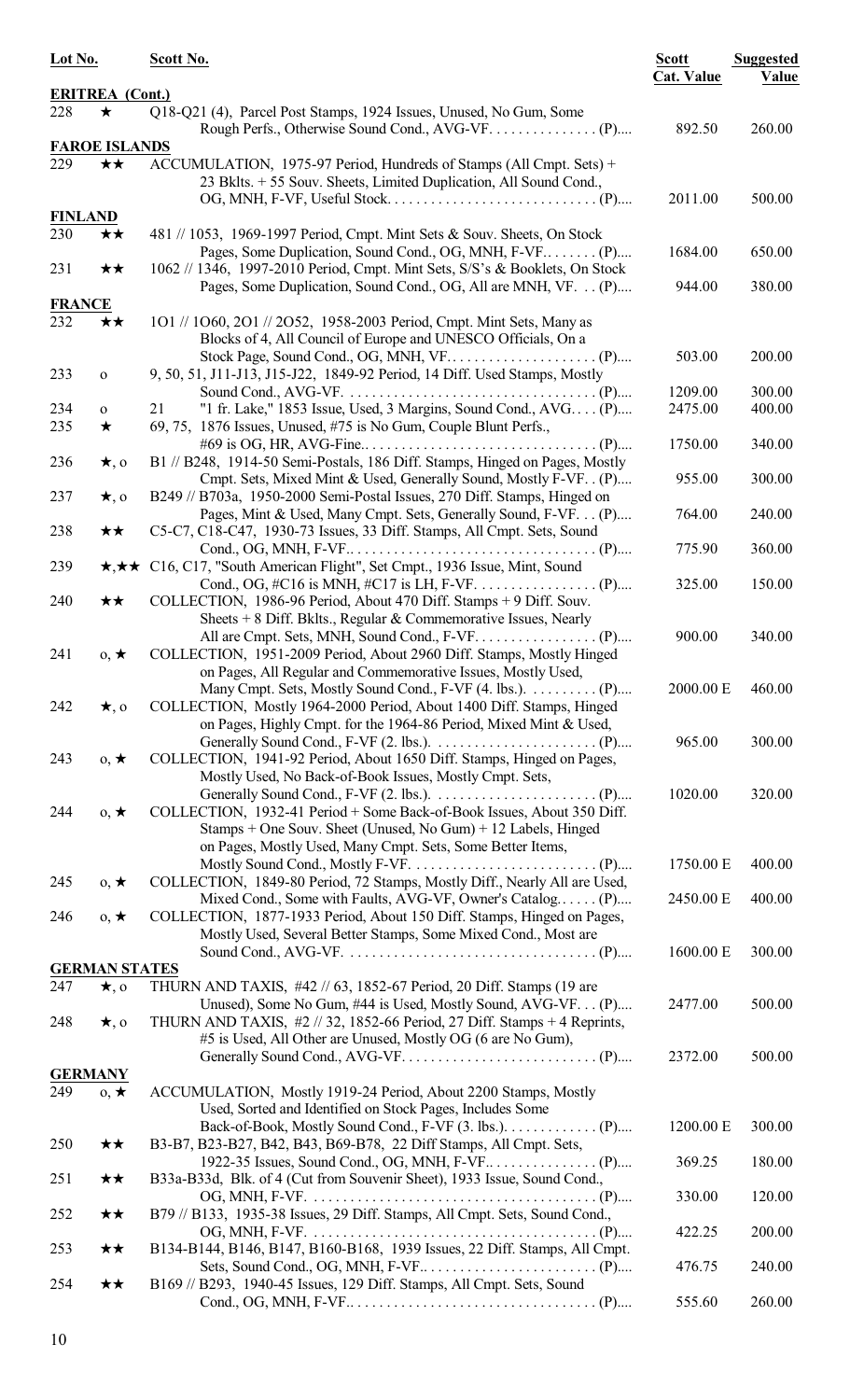| Lot No. | | Scott No. | Scott Cat. Value | Suggested Value |
|---|---|---|---|---|
| **ERITREA (Cont.)** | | | | |
| 228 | ★ | Q18-Q21 (4), Parcel Post Stamps, 1924 Issues, Unused, No Gum, Some Rough Perfs., Otherwise Sound Cond., AVG-VF. . . . . . . . . . . . . . . (P).... | 892.50 | 260.00 |
| **FAROE ISLANDS** | | | | |
| 229 | ★★ | ACCUMULATION, 1975-97 Period, Hundreds of Stamps (All Cmpt. Sets) + 23 Bklts. + 55 Souv. Sheets, Limited Duplication, All Sound Cond., OG, MNH, F-VF, Useful Stock. . . . . . . . . . . . . . . . . . . . . . . . . . . . . (P).... | 2011.00 | 500.00 |
| **FINLAND** | | | | |
| 230 | ★★ | 481 // 1053, 1969-1997 Period, Cmpt. Mint Sets & Souv. Sheets, On Stock Pages, Some Duplication, Sound Cond., OG, MNH, F-VF. . . . . . . . (P).... | 1684.00 | 650.00 |
| 231 | ★★ | 1062 // 1346, 1997-2010 Period, Cmpt. Mint Sets, S/S's & Booklets, On Stock Pages, Some Duplication, Sound Cond., OG, All are MNH, VF. . . (P).... | 944.00 | 380.00 |
| **FRANCE** | | | | |
| 232 | ★★ | 1O1 // 1O60, 2O1 // 2O52, 1958-2003 Period, Cmpt. Mint Sets, Many as Blocks of 4, All Council of Europe and UNESCO Officials, On a Stock Page, Sound Cond., OG, MNH, VF. . . . . . . . . . . . . . . . . . . . (P).... | 503.00 | 200.00 |
| 233 | o | 9, 50, 51, J11-J13, J15-J22, 1849-92 Period, 14 Diff. Used Stamps, Mostly Sound Cond., AVG-VF. . . . . . . . . . . . . . . . . . . . . . . . . . . . . . . . . . (P).... | 1209.00 | 300.00 |
| 234 | o | 21 "1 fr. Lake," 1853 Issue, Used, 3 Margins, Sound Cond., AVG. . . . (P).... | 2475.00 | 400.00 |
| 235 | ★ | 69, 75, 1876 Issues, Unused, #75 is No Gum, Couple Blunt Perfs., #69 is OG, HR, AVG-Fine.. . . . . . . . . . . . . . . . . . . . . . . . . . . . . . . . (P).... | 1750.00 | 340.00 |
| 236 | ★, o | B1 // B248, 1914-50 Semi-Postals, 186 Diff. Stamps, Hinged on Pages, Mostly Cmpt. Sets, Mixed Mint & Used, Generally Sound Cond., Mostly F-VF. . (P).... | 955.00 | 300.00 |
| 237 | ★, o | B249 // B703a, 1950-2000 Semi-Postal Issues, 270 Diff. Stamps, Hinged on Pages, Mint & Used, Many Cmpt. Sets, Generally Sound, F-VF. . . (P).... | 764.00 | 240.00 |
| 238 | ★★ | C5-C7, C18-C47, 1930-73 Issues, 33 Diff. Stamps, All Cmpt. Sets, Sound Cond., OG, MNH, F-VF.. . . . . . . . . . . . . . . . . . . . . . . . . . . . . . . . . (P).... | 775.90 | 360.00 |
| 239 | ★,★★ | C16, C17, "South American Flight", Set Cmpt., 1936 Issue, Mint, Sound Cond., OG, #C16 is MNH, #C17 is LH, F-VF. . . . . . . . . . . . . . . . (P).... | 325.00 | 150.00 |
| 240 | ★★ | COLLECTION, 1986-96 Period, About 470 Diff. Stamps + 9 Diff. Souv. Sheets + 8 Diff. Bklts., Regular & Commemorative Issues, Nearly All are Cmpt. Sets, MNH, Sound Cond., F-VF. . . . . . . . . . . . . . . . (P).... | 900.00 | 340.00 |
| 241 | o, ★ | COLLECTION, 1951-2009 Period, About 2960 Diff. Stamps, Mostly Hinged on Pages, All Regular and Commemorative Issues, Mostly Used, Many Cmpt. Sets, Mostly Sound Cond., F-VF (4. lbs.). . . . . . . . . (P).... | 2000.00 E | 460.00 |
| 242 | ★, o | COLLECTION, Mostly 1964-2000 Period, About 1400 Diff. Stamps, Hinged on Pages, Highly Cmpt. for the 1964-86 Period, Mixed Mint & Used, Generally Sound Cond., F-VF (2. lbs.). . . . . . . . . . . . . . . . . . . . . . (P).... | 965.00 | 300.00 |
| 243 | o, ★ | COLLECTION, 1941-92 Period, About 1650 Diff. Stamps, Hinged on Pages, Mostly Used, No Back-of-Book Issues, Mostly Cmpt. Sets, Generally Sound Cond., F-VF (2. lbs.). . . . . . . . . . . . . . . . . . . . . . (P).... | 1020.00 | 320.00 |
| 244 | o, ★ | COLLECTION, 1932-41 Period + Some Back-of-Book Issues, About 350 Diff. Stamps + One Souv. Sheet (Unused, No Gum) + 12 Labels, Hinged on Pages, Mostly Used, Many Cmpt. Sets, Some Better Items, Mostly Sound Cond., Mostly F-VF. . . . . . . . . . . . . . . . . . . . . . . . . (P).... | 1750.00 E | 400.00 |
| 245 | o, ★ | COLLECTION, 1849-80 Period, 72 Stamps, Mostly Diff., Nearly All are Used, Mixed Cond., Some with Faults, AVG-VF, Owner's Catalog. . . . . . (P).... | 2450.00 E | 400.00 |
| 246 | o, ★ | COLLECTION, 1877-1933 Period, About 150 Diff. Stamps, Hinged on Pages, Mostly Used, Several Better Stamps, Some Mixed Cond., Most are Sound Cond., AVG-VF. . . . . . . . . . . . . . . . . . . . . . . . . . . . . . . . . . (P).... | 1600.00 E | 300.00 |
| **GERMAN STATES** | | | | |
| 247 | ★, o | THURN AND TAXIS, #42 // 63, 1852-67 Period, 20 Diff. Stamps (19 are Unused), Some No Gum, #44 is Used, Mostly Sound, AVG-VF. . . (P).... | 2477.00 | 500.00 |
| 248 | ★, o | THURN AND TAXIS, #2 // 32, 1852-66 Period, 27 Diff. Stamps + 4 Reprints, #5 is Used, All Other are Unused, Mostly OG (6 are No Gum), Generally Sound Cond., AVG-VF. . . . . . . . . . . . . . . . . . . . . . . . . . . (P).... | 2372.00 | 500.00 |
| **GERMANY** | | | | |
| 249 | o, ★ | ACCUMULATION, Mostly 1919-24 Period, About 2200 Stamps, Mostly Used, Sorted and Identified on Stock Pages, Includes Some Back-of-Book, Mostly Sound Cond., F-VF (3. lbs.). . . . . . . . . . . . (P).... | 1200.00 E | 300.00 |
| 250 | ★★ | B3-B7, B23-B27, B42, B43, B69-B78, 22 Diff Stamps, All Cmpt. Sets, 1922-35 Issues, Sound Cond., OG, MNH, F-VF.. . . . . . . . . . . . . . . (P).... | 369.25 | 180.00 |
| 251 | ★★ | B33a-B33d, Blk. of 4 (Cut from Souvenir Sheet), 1933 Issue, Sound Cond., OG, MNH, F-VF. . . . . . . . . . . . . . . . . . . . . . . . . . . . . . . . . . . . . . . (P).... | 330.00 | 120.00 |
| 252 | ★★ | B79 // B133, 1935-38 Issues, 29 Diff. Stamps, All Cmpt. Sets, Sound Cond., OG, MNH, F-VF. . . . . . . . . . . . . . . . . . . . . . . . . . . . . . . . . . . . . . . (P).... | 422.25 | 200.00 |
| 253 | ★★ | B134-B144, B146, B147, B160-B168, 1939 Issues, 22 Diff. Stamps, All Cmpt. Sets, Sound Cond., OG, MNH, F-VF.. . . . . . . . . . . . . . . . . . . . . . . (P).... | 476.75 | 240.00 |
| 254 | ★★ | B169 // B293, 1940-45 Issues, 129 Diff. Stamps, All Cmpt. Sets, Sound Cond., OG, MNH, F-VF.. . . . . . . . . . . . . . . . . . . . . . . . . . . . . . . . . (P).... | 555.60 | 260.00 |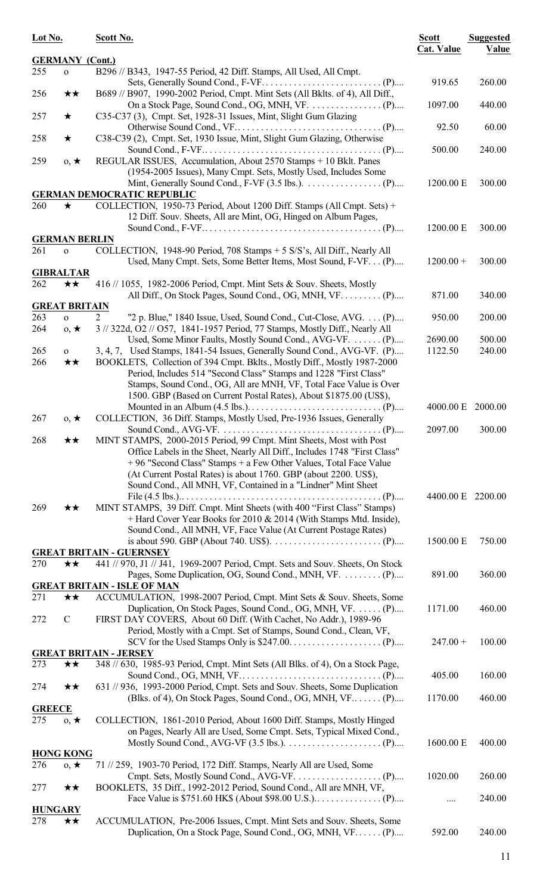| Lot No. | | Scott No. | Scott Cat. Value | Suggested Value |
|---|---|---|---|---|
| **GERMANY (Cont.)** | | | | |
| 255 | o | B296 // B343, 1947-55 Period, 42 Diff. Stamps, All Used, All Cmpt. Sets, Generally Sound Cond., F-VF. . . . . . . . . . . . . . . . . . . . . . . . . . . (P).... | 919.65 | 260.00 |
| 256 | ★★ | B689 // B907, 1990-2002 Period, Cmpt. Mint Sets (All Bklts. of 4), All Diff., On a Stock Page, Sound Cond., OG, MNH, VF. . . . . . . . . . . . . . . . (P).... | 1097.00 | 440.00 |
| 257 | ★ | C35-C37 (3), Cmpt. Set, 1928-31 Issues, Mint, Slight Gum Glazing Otherwise Sound Cond., VF. . . . . . . . . . . . . . . . . . . . . . . . . . . . . . . . (P).... | 92.50 | 60.00 |
| 258 | ★ | C38-C39 (2), Cmpt. Set, 1930 Issue, Mint, Slight Gum Glazing, Otherwise Sound Cond., F-VF. . . . . . . . . . . . . . . . . . . . . . . . . . . . . . . . . . . . . . . (P).... | 500.00 | 240.00 |
| 259 | o, ★ | REGULAR ISSUES, Accumulation, About 2570 Stamps + 10 Bklt. Panes (1954-2005 Issues), Many Cmpt. Sets, Mostly Used, Includes Some Mint, Generally Sound Cond., F-VF (3.5 lbs.). . . . . . . . . . . . . . . . . (P).... | 1200.00 E | 300.00 |
| **GERMAN DEMOCRATIC REPUBLIC** | | | | |
| 260 | ★ | COLLECTION, 1950-73 Period, About 1200 Diff. Stamps (All Cmpt. Sets) + 12 Diff. Souv. Sheets, All are Mint, OG, Hinged on Album Pages, Sound Cond., F-VF. . . . . . . . . . . . . . . . . . . . . . . . . . . . . . . . . . . . . . . (P).... | 1200.00 E | 300.00 |
| **GERMAN BERLIN** | | | | |
| 261 | o | COLLECTION, 1948-90 Period, 708 Stamps + 5 S/S's, All Diff., Nearly All Used, Many Cmpt. Sets, Some Better Items, Most Sound, F-VF. . . (P).... | 1200.00 + | 300.00 |
| **GIBRALTAR** | | | | |
| 262 | ★★ | 416 // 1055, 1982-2006 Period, Cmpt. Mint Sets & Souv. Sheets, Mostly All Diff., On Stock Pages, Sound Cond., OG, MNH, VF. . . . . . . . . (P).... | 871.00 | 340.00 |
| **GREAT BRITAIN** | | | | |
| 263 | o | 2 "2 p. Blue," 1840 Issue, Used, Sound Cond., Cut-Close, AVG. . . . (P).... | 950.00 | 200.00 |
| 264 | o, ★ | 3 // 322d, O2 // O57, 1841-1957 Period, 77 Stamps, Mostly Diff., Nearly All Used, Some Minor Faults, Mostly Sound Cond., AVG-VF. . . . . . . (P).... | 2690.00 | 500.00 |
| 265 | o | 3, 4, 7, Used Stamps, 1841-54 Issues, Generally Sound Cond., AVG-VF. (P).... | 1122.50 | 240.00 |
| 266 | ★★ | BOOKLETS, Collection of 394 Cmpt. Bklts., Mostly Diff., Mostly 1987-2000 Period, Includes 514 "Second Class" Stamps and 1228 "First Class" Stamps, Sound Cond., OG, All are MNH, VF, Total Face Value is Over 1500. GBP (Based on Current Postal Rates), About $1875.00 (US$), Mounted in an Album (4.5 lbs.). . . . . . . . . . . . . . . . . . . . . . . . . . . . . . (P).... | 4000.00 E | 2000.00 |
| 267 | o, ★ | COLLECTION, 36 Diff. Stamps, Mostly Used, Pre-1936 Issues, Generally Sound Cond., AVG-VF. . . . . . . . . . . . . . . . . . . . . . . . . . . . . . . . . . . . (P).... | 2097.00 | 300.00 |
| 268 | ★★ | MINT STAMPS, 2000-2015 Period, 99 Cmpt. Mint Sheets, Most with Post Office Labels in the Sheet, Nearly All Diff., Includes 1748 "First Class" + 96 "Second Class" Stamps + a Few Other Values, Total Face Value (At Current Postal Rates) is about 1760. GBP (about 2200. US$), Sound Cond., All MNH, VF, Contained in a "Lindner" Mint Sheet File (4.5 lbs.). . . . . . . . . . . . . . . . . . . . . . . . . . . . . . . . . . . . . . . . . . . . (P).... | 4400.00 E | 2200.00 |
| 269 | ★★ | MINT STAMPS, 39 Diff. Cmpt. Mint Sheets (with 400 "First Class" Stamps) + Hard Cover Year Books for 2010 & 2014 (With Stamps Mtd. Inside), Sound Cond., All MNH, VF, Face Value (At Current Postage Rates) is about 590. GBP (About 740. US$). . . . . . . . . . . . . . . . . . . . . . . . (P).... | 1500.00 E | 750.00 |
| **GREAT BRITAIN - GUERNSEY** | | | | |
| 270 | ★★ | 441 // 970, J1 // J41, 1969-2007 Period, Cmpt. Sets and Souv. Sheets, On Stock Pages, Some Duplication, OG, Sound Cond., MNH, VF. . . . . . . . . (P).... | 891.00 | 360.00 |
| **GREAT BRITAIN - ISLE OF MAN** | | | | |
| 271 | ★★ | ACCUMULATION, 1998-2007 Period, Cmpt. Mint Sets & Souv. Sheets, Some Duplication, On Stock Pages, Sound Cond., OG, MNH, VF. . . . . (P).... | 1171.00 | 460.00 |
| 272 | C | FIRST DAY COVERS, About 60 Diff. (With Cachet, No Addr.), 1989-96 Period, Mostly with a Cmpt. Set of Stamps, Sound Cond., Clean, VF, SCV for the Used Stamps Only is $247.00. . . . . . . . . . . . . . . . . . . . (P).... | 247.00 + | 100.00 |
| **GREAT BRITAIN - JERSEY** | | | | |
| 273 | ★★ | 348 // 630, 1985-93 Period, Cmpt. Mint Sets (All Blks. of 4), On a Stock Page, Sound Cond., OG, MNH, VF. . . . . . . . . . . . . . . . . . . . . . . . . . . . . . . (P).... | 405.00 | 160.00 |
| 274 | ★★ | 631 // 936, 1993-2000 Period, Cmpt. Sets and Souv. Sheets, Some Duplication (Blks. of 4), On Stock Pages, Sound Cond., OG, MNH, VF.. . . . . . (P).... | 1170.00 | 460.00 |
| **GREECE** | | | | |
| 275 | o, ★ | COLLECTION, 1861-2010 Period, About 1600 Diff. Stamps, Mostly Hinged on Pages, Nearly All are Used, Some Cmpt. Sets, Typical Mixed Cond., Mostly Sound Cond., AVG-VF (3.5 lbs.). . . . . . . . . . . . . . . . . . . . . (P).... | 1600.00 E | 400.00 |
| **HONG KONG** | | | | |
| 276 | o, ★ | 71 // 259, 1903-70 Period, 172 Diff. Stamps, Nearly All are Used, Some Cmpt. Sets, Mostly Sound Cond., AVG-VF. . . . . . . . . . . . . . . . . . . (P).... | 1020.00 | 260.00 |
| 277 | ★★ | BOOKLETS, 35 Diff., 1992-2012 Period, Sound Cond., All are MNH, VF, Face Value is $751.60 HK$ (About $98.00 U.S.).. . . . . . . . . . . . . . (P).... | .... | 240.00 |
| **HUNGARY** | | | | |
| 278 | ★★ | ACCUMULATION, Pre-2006 Issues, Cmpt. Mint Sets and Souv. Sheets, Some Duplication, On a Stock Page, Sound Cond., OG, MNH, VF. . . . . . (P).... | 592.00 | 240.00 |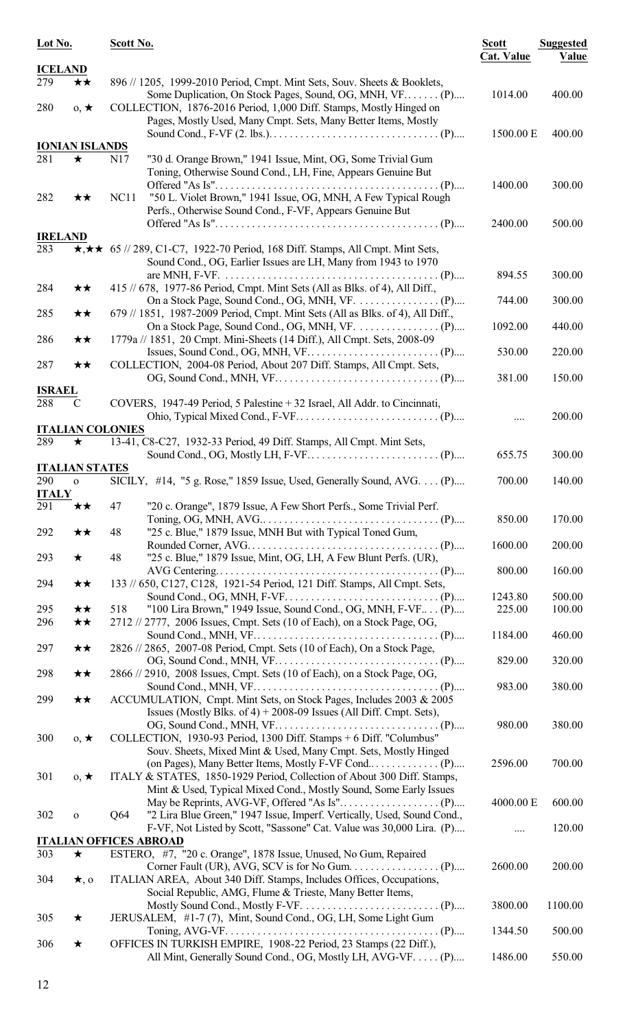| Lot No. | | Scott No. | | Scott Cat. Value | Suggested Value |
|---|---|---|---|---|---|
| **ICELAND** | | | | | |
| 279 | ★★ | | 896 // 1205, 1999-2010 Period, Cmpt. Mint Sets, Souv. Sheets & Booklets, Some Duplication, On Stock Pages, Sound, OG, MNH, VF. . . . . . . (P).... | 1014.00 | 400.00 |
| 280 | o, ★ | | COLLECTION, 1876-2016 Period, 1,000 Diff. Stamps, Mostly Hinged on Pages, Mostly Used, Many Cmpt. Sets, Many Better Items, Mostly Sound Cond., F-VF (2. lbs.). . . . . . . . . . . . . . . . . . . . . . . . . . . . . . . . . . (P).... | 1500.00 E | 400.00 |
| **IONIAN ISLANDS** | | | | | |
| 281 | ★ | N17 | "30 d. Orange Brown," 1941 Issue, Mint, OG, Some Trivial Gum Toning, Otherwise Sound Cond., LH, Fine, Appears Genuine But Offered "As Is". . . . . . . . . . . . . . . . . . . . . . . . . . . . . . . . . . . . . . . . . . (P).... | 1400.00 | 300.00 |
| 282 | ★★ | NC11 | "50 L. Violet Brown," 1941 Issue, OG, MNH, A Few Typical Rough Perfs., Otherwise Sound Cond., F-VF, Appears Genuine But Offered "As Is". . . . . . . . . . . . . . . . . . . . . . . . . . . . . . . . . . . . . . . . . . (P).... | 2400.00 | 500.00 |
| **IRELAND** | | | | | |
| 283 | ★,★★ | | 65 // 289, C1-C7, 1922-70 Period, 168 Diff. Stamps, All Cmpt. Mint Sets, Sound Cond., OG, Earlier Issues are LH, Many from 1943 to 1970 are MNH, F-VF. . . . . . . . . . . . . . . . . . . . . . . . . . . . . . . . . . . . . . . . . (P).... | 894.55 | 300.00 |
| 284 | ★★ | | 415 // 678, 1977-86 Period, Cmpt. Mint Sets (All as Blks. of 4), All Diff., On a Stock Page, Sound Cond., OG, MNH, VF. . . . . . . . . . . . . . . . (P).... | 744.00 | 300.00 |
| 285 | ★★ | | 679 // 1851, 1987-2009 Period, Cmpt. Mint Sets (All as Blks. of 4), All Diff., On a Stock Page, Sound Cond., OG, MNH, VF. . . . . . . . . . . . . . . . (P).... | 1092.00 | 440.00 |
| 286 | ★★ | | 1779a // 1851, 20 Cmpt. Mini-Sheets (14 Diff.), All Cmpt. Sets, 2008-09 Issues, Sound Cond., OG, MNH, VF. . . . . . . . . . . . . . . . . . . . . . . . . (P).... | 530.00 | 220.00 |
| 287 | ★★ | | COLLECTION, 2004-08 Period, About 207 Diff. Stamps, All Cmpt. Sets, OG, Sound Cond., MNH, VF. . . . . . . . . . . . . . . . . . . . . . . . . . . . . . . (P).... | 381.00 | 150.00 |
| **ISRAEL** | | | | | |
| 288 | C | | COVERS, 1947-49 Period, 5 Palestine + 32 Israel, All Addr. to Cincinnati, Ohio, Typical Mixed Cond., F-VF. . . . . . . . . . . . . . . . . . . . . . . . . . . (P).... | .... | 200.00 |
| **ITALIAN COLONIES** | | | | | |
| 289 | ★ | | 13-41, C8-C27, 1932-33 Period, 49 Diff. Stamps, All Cmpt. Mint Sets, Sound Cond., OG, Mostly LH, F-VF. . . . . . . . . . . . . . . . . . . . . . . . . (P).... | 655.75 | 300.00 |
| **ITALIAN STATES** | | | | | |
| 290 | o | | SICILY, #14, "5 g. Rose," 1859 Issue, Used, Generally Sound, AVG. . . . (P).... | 700.00 | 140.00 |
| **ITALY** | | | | | |
| 291 | ★★ | 47 | "20 c. Orange", 1879 Issue, A Few Short Perfs., Some Trivial Perf. Toning, OG, MNH, AVG.. . . . . . . . . . . . . . . . . . . . . . . . . . . . . . . . . (P).... | 850.00 | 170.00 |
| 292 | ★★ | 48 | "25 c. Blue," 1879 Issue, MNH But with Typical Toned Gum, Rounded Corner, AVG. . . . . . . . . . . . . . . . . . . . . . . . . . . . . . . . . . . . (P).... | 1600.00 | 200.00 |
| 293 | ★ | 48 | "25 c. Blue," 1879 Issue, Mint, OG, LH, A Few Blunt Perfs. (UR), AVG Centering. . . . . . . . . . . . . . . . . . . . . . . . . . . . . . . . . . . . . . . . . (P).... | 800.00 | 160.00 |
| 294 | ★★ | | 133 // 650, C127, C128, 1921-54 Period, 121 Diff. Stamps, All Cmpt. Sets, Sound Cond., OG, MNH, F-VF. . . . . . . . . . . . . . . . . . . . . . . . . . . . . (P).... | 1243.80 | 500.00 |
| 295 | ★★ | 518 | "100 Lira Brown," 1949 Issue, Sound Cond., OG, MNH, F-VF.. . . (P).... | 225.00 | 100.00 |
| 296 | ★★ | | 2712 // 2777, 2006 Issues, Cmpt. Sets (10 of Each), on a Stock Page, OG, Sound Cond., MNH, VF. . . . . . . . . . . . . . . . . . . . . . . . . . . . . . . . . . . (P).... | 1184.00 | 460.00 |
| 297 | ★★ | | 2826 // 2865, 2007-08 Period, Cmpt. Sets (10 of Each), On a Stock Page, OG, Sound Cond., MNH, VF. . . . . . . . . . . . . . . . . . . . . . . . . . . . . . . (P).... | 829.00 | 320.00 |
| 298 | ★★ | | 2866 // 2910, 2008 Issues, Cmpt. Sets (10 of Each), on a Stock Page, OG, Sound Cond., MNH, VF. . . . . . . . . . . . . . . . . . . . . . . . . . . . . . . . . . . (P).... | 983.00 | 380.00 |
| 299 | ★★ | | ACCUMULATION, Cmpt. Mint Sets, on Stock Pages, Includes 2003 & 2005 Issues (Mostly Blks. of 4) + 2008-09 Issues (All Diff. Cmpt. Sets), OG, Sound Cond., MNH, VF. . . . . . . . . . . . . . . . . . . . . . . . . . . . . . . (P).... | 980.00 | 380.00 |
| 300 | o, ★ | | COLLECTION, 1930-93 Period, 1300 Diff. Stamps + 6 Diff. "Columbus" Souv. Sheets, Mixed Mint & Used, Many Cmpt. Sets, Mostly Hinged (on Pages), Many Better Items, Mostly F-VF Cond.. . . . . . . . . . . . (P).... | 2596.00 | 700.00 |
| 301 | o, ★ | | ITALY & STATES, 1850-1929 Period, Collection of About 300 Diff. Stamps, Mint & Used, Typical Mixed Cond., Mostly Sound, Some Early Issues May be Reprints, AVG-VF, Offered "As Is". . . . . . . . . . . . . . . . . . . (P).... | 4000.00 E | 600.00 |
| 302 | o | Q64 | "2 Lira Blue Green," 1947 Issue, Imperf. Vertically, Used, Sound Cond., F-VF, Not Listed by Scott, "Sassone" Cat. Value was 30,000 Lira. (P).... | .... | 120.00 |
| **ITALIAN OFFICES ABROAD** | | | | | |
| 303 | ★ | | ESTERO, #7, "20 c. Orange", 1878 Issue, Unused, No Gum, Repaired Corner Fault (UR), AVG, SCV is for No Gum. . . . . . . . . . . . . . . . (P).... | 2600.00 | 200.00 |
| 304 | ★, o | | ITALIAN AREA, About 340 Diff. Stamps, Includes Offices, Occupations, Social Republic, AMG, Flume & Trieste, Many Better Items, Mostly Sound Cond., Mostly F-VF. . . . . . . . . . . . . . . . . . . . . . . . . . (P).... | 3800.00 | 1100.00 |
| 305 | ★ | | JERUSALEM, #1-7 (7), Mint, Sound Cond., OG, LH, Some Light Gum Toning, AVG-VF. . . . . . . . . . . . . . . . . . . . . . . . . . . . . . . . . . . . . . . . . (P).... | 1344.50 | 500.00 |
| 306 | ★ | | OFFICES IN TURKISH EMPIRE, 1908-22 Period, 23 Stamps (22 Diff.), All Mint, Generally Sound Cond., OG, Mostly LH, AVG-VF. . . . . (P).... | 1486.00 | 550.00 |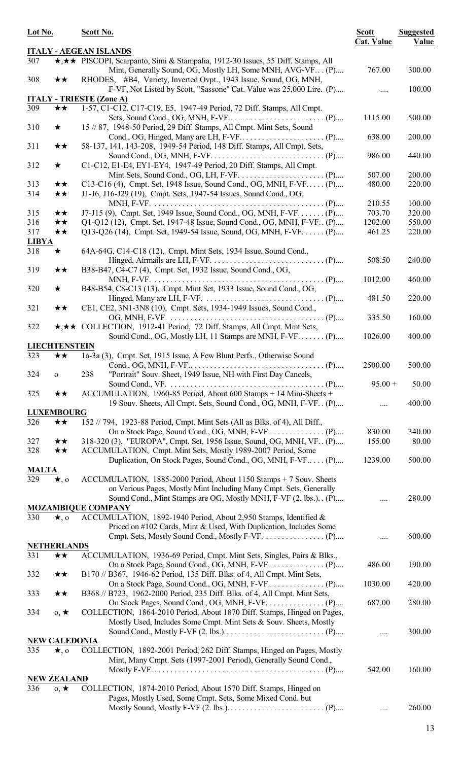| Lot No. | | Scott No. | Scott Cat. Value | Suggested Value |
|---|---|---|---|---|
| **ITALY - AEGEAN ISLANDS** | | | | |
| 307 | ★,★★ | PISCOPI, Scarpanto, Simi & Stampalia, 1912-30 Issues, 55 Diff. Stamps, All Mint, Generally Sound, OG, Mostly LH, Some MNH, AVG-VF… (P).... | 767.00 | 300.00 |
| 308 | ★★ | RHODES, #B4, Variety, Inverted Ovpt., 1943 Issue, Sound, OG, MNH, F-VF, Not Listed by Scott, "Sassone" Cat. Value was 25,000 Lire. (P).... | .... | 100.00 |
| **ITALY - TRIESTE (Zone A)** | | | | |
| 309 | ★★ | 1-57, C1-C12, C17-C19, E5, 1947-49 Period, 72 Diff. Stamps, All Cmpt. Sets, Sound Cond., OG, MNH, F-VF.... (P).... | 1115.00 | 500.00 |
| 310 | ★ | 15 // 87, 1948-50 Period, 29 Diff. Stamps, All Cmpt. Mint Sets, Sound Cond., OG, Hinged, Many are LH, F-VF.... (P).... | 638.00 | 200.00 |
| 311 | ★★ | 58-137, 141, 143-208, 1949-54 Period, 148 Diff. Stamps, All Cmpt. Sets, Sound Cond., OG, MNH, F-VF.... (P).... | 986.00 | 440.00 |
| 312 | ★ | C1-C12, E1-E4, EY1-EY4, 1947-49 Period, 20 Diff. Stamps, All Cmpt. Mint Sets, Sound Cond., OG, LH, F-VF.... (P).... | 507.00 | 200.00 |
| 313 | ★★ | C13-C16 (4), Cmpt. Set, 1948 Issue, Sound Cond., OG, MNH, F-VF.... (P).... | 480.00 | 220.00 |
| 314 | ★★ | J1-J6, J16-J29 (19), Cmpt. Sets, 1947-54 Issues, Sound Cond., OG, MNH, F-VF.... (P).... | 210.55 | 100.00 |
| 315 | ★★ | J7-J15 (9), Cmpt. Set, 1949 Issue, Sound Cond., OG, MNH, F-VF.... (P).... | 703.70 | 320.00 |
| 316 | ★★ | Q1-Q12 (12), Cmpt. Set, 1947-48 Issue, Sound Cond., OG, MNH, F-VF.. (P).... | 1202.00 | 550.00 |
| 317 | ★★ | Q13-Q26 (14), Cmpt. Set, 1949-54 Issue, Sound, OG, MNH, F-VF.... (P).... | 461.25 | 220.00 |
| **LIBYA** | | | | |
| 318 | ★ | 64A-64G, C14-C18 (12), Cmpt. Mint Sets, 1934 Issue, Sound Cond., Hinged, Airmails are LH, F-VF.... (P).... | 508.50 | 240.00 |
| 319 | ★★ | B38-B47, C4-C7 (4), Cmpt. Set, 1932 Issue, Sound Cond., OG, MNH, F-VF.... (P).... | 1012.00 | 460.00 |
| 320 | ★ | B48-B54, C8-C13 (13), Cmpt. Mint Set, 1933 Issue, Sound Cond., OG, Hinged, Many are LH, F-VF.... (P).... | 481.50 | 220.00 |
| 321 | ★★ | CE1, CE2, 3N1-3N8 (10), Cmpt. Sets, 1934-1949 Issues, Sound Cond., OG, MNH, F-VF.... (P).... | 335.50 | 160.00 |
| 322 | ★,★★ | COLLECTION, 1912-41 Period, 72 Diff. Stamps, All Cmpt. Mint Sets, Sound Cond., OG, Mostly LH, 11 Stamps are MNH, F-VF.... (P).... | 1026.00 | 400.00 |
| **LIECHTENSTEIN** | | | | |
| 323 | ★★ | 1a-3a (3), Cmpt. Set, 1915 Issue, A Few Blunt Perfs., Otherwise Sound Cond., OG, MNH, F-VF.... (P).... | 2500.00 | 500.00 |
| 324 | o | 238 "Portrait" Souv. Sheet, 1949 Issue, NH with First Day Cancels, Sound Cond., VF.... (P).... | 95.00 + | 50.00 |
| 325 | ★★ | ACCUMULATION, 1960-85 Period, About 600 Stamps + 14 Mini-Sheets + 19 Souv. Sheets, All Cmpt. Sets, Sound Cond., OG, MNH, F-VF. . (P).... | .... | 400.00 |
| **LUXEMBOURG** | | | | |
| 326 | ★★ | 152 // 794, 1923-88 Period, Cmpt. Mint Sets (All as Blks. of 4), All Diff., On a Stock Page, Sound Cond., OG, MNH, F-VF.... (P).... | 830.00 | 340.00 |
| 327 | ★★ | 318-320 (3), "EUROPA", Cmpt. Set, 1956 Issue, Sound, OG, MNH, VF.. (P).... | 155.00 | 80.00 |
| 328 | ★★ | ACCUMULATION, Cmpt. Mint Sets, Mostly 1989-2007 Period, Some Duplication, On Stock Pages, Sound Cond., OG, MNH, F-VF.... (P).... | 1239.00 | 500.00 |
| **MALTA** | | | | |
| 329 | ★, o | ACCUMULATION, 1885-2000 Period, About 1150 Stamps + 7 Souv. Sheets on Various Pages, Mostly Mint Including Many Cmpt. Sets, Generally Sound Cond., Mint Stamps are OG, Mostly MNH, F-VF (2. lbs.). . (P).... | .... | 280.00 |
| **MOZAMBIQUE COMPANY** | | | | |
| 330 | ★, o | ACCUMULATION, 1892-1940 Period, About 2,950 Stamps, Identified & Priced on #102 Cards, Mint & Used, With Duplication, Includes Some Cmpt. Sets, Mostly Sound Cond., Mostly F-VF.... (P).... | .... | 600.00 |
| **NETHERLANDS** | | | | |
| 331 | ★★ | ACCUMULATION, 1936-69 Period, Cmpt. Mint Sets, Singles, Pairs & Blks., On a Stock Page, Sound Cond., OG, MNH, F-VF.... (P).... | 486.00 | 190.00 |
| 332 | ★★ | B170 // B367, 1946-62 Period, 135 Diff. Blks. of 4, All Cmpt. Mint Sets, On a Stock Page, Sound Cond., OG, MNH, F-VF.... (P).... | 1030.00 | 420.00 |
| 333 | ★★ | B368 // B723, 1962-2000 Period, 235 Diff. Blks. of 4, All Cmpt. Mint Sets, On Stock Pages, Sound Cond., OG, MNH, F-VF.... (P).... | 687.00 | 280.00 |
| 334 | o, ★ | COLLECTION, 1864-2010 Period, About 1870 Diff. Stamps, Hinged on Pages, Mostly Used, Includes Some Cmpt. Mint Sets & Souv. Sheets, Mostly Sound Cond., Mostly F-VF (2. lbs.).... (P).... | .... | 300.00 |
| **NEW CALEDONIA** | | | | |
| 335 | ★, o | COLLECTION, 1892-2001 Period, 262 Diff. Stamps, Hinged on Pages, Mostly Mint, Many Cmpt. Sets (1997-2001 Period), Generally Sound Cond., Mostly F-VF.... (P).... | 542.00 | 160.00 |
| **NEW ZEALAND** | | | | |
| 336 | o, ★ | COLLECTION, 1874-2010 Period, About 1570 Diff. Stamps, Hinged on Pages, Mostly Used, Some Cmpt. Sets, Some Mixed Cond. but Mostly Sound, Mostly F-VF (2. lbs.).... (P).... | .... | 260.00 |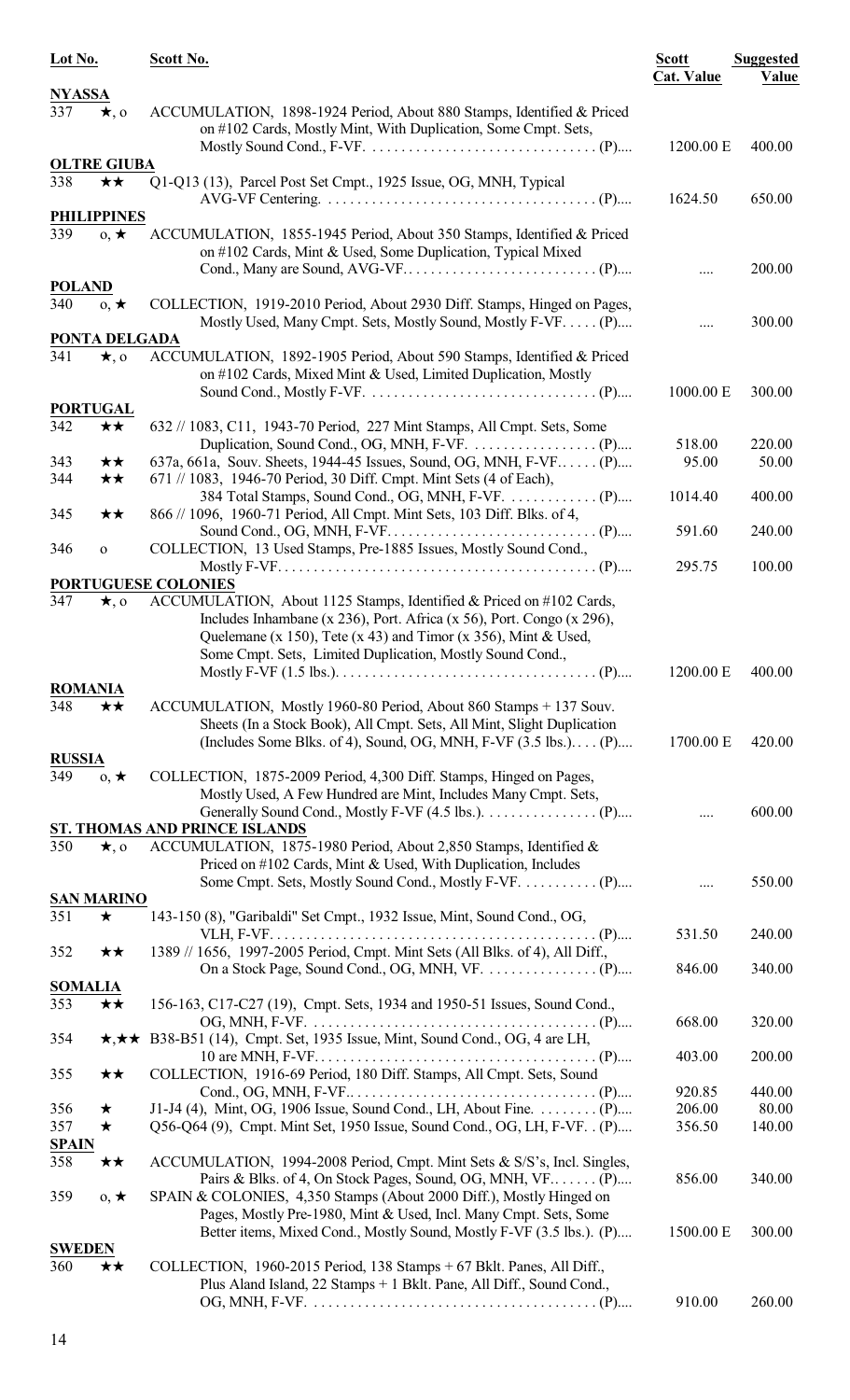| Lot No. | | Scott No. | Scott Cat. Value | Suggested Value |
|---|---|---|---|---|
| **NYASSA** | | | | |
| 337 | ★, o | ACCUMULATION, 1898-1924 Period, About 880 Stamps, Identified & Priced on #102 Cards, Mostly Mint, With Duplication, Some Cmpt. Sets, Mostly Sound Cond., F-VF. . . . . . . . . . . . . . . . . . . . . . . . . . . . . . . . (P).... | 1200.00 E | 400.00 |
| **OLTRE GIUBA** | | | | |
| 338 | ★★ | Q1-Q13 (13), Parcel Post Set Cmpt., 1925 Issue, OG, MNH, Typical AVG-VF Centering. . . . . . . . . . . . . . . . . . . . . . . . . . . . . . . . . . . . . (P).... | 1624.50 | 650.00 |
| **PHILIPPINES** | | | | |
| 339 | o, ★ | ACCUMULATION, 1855-1945 Period, About 350 Stamps, Identified & Priced on #102 Cards, Mint & Used, Some Duplication, Typical Mixed Cond., Many are Sound, AVG-VF. . . . . . . . . . . . . . . . . . . . . . . . . . (P).... | .... | 200.00 |
| **POLAND** | | | | |
| 340 | o, ★ | COLLECTION, 1919-2010 Period, About 2930 Diff. Stamps, Hinged on Pages, Mostly Used, Many Cmpt. Sets, Mostly Sound, Mostly F-VF. . . . . (P).... | .... | 300.00 |
| **PONTA DELGADA** | | | | |
| 341 | ★, o | ACCUMULATION, 1892-1905 Period, About 590 Stamps, Identified & Priced on #102 Cards, Mixed Mint & Used, Limited Duplication, Mostly Sound Cond., Mostly F-VF. . . . . . . . . . . . . . . . . . . . . . . . . . . . . . . . (P).... | 1000.00 E | 300.00 |
| **PORTUGAL** | | | | |
| 342 | ★★ | 632 // 1083, C11, 1943-70 Period, 227 Mint Stamps, All Cmpt. Sets, Some Duplication, Sound Cond., OG, MNH, F-VF. . . . . . . . . . . . . . . . . (P).... | 518.00 | 220.00 |
| 343 | ★★ | 637a, 661a, Souv. Sheets, 1944-45 Issues, Sound, OG, MNH, F-VF. . . . . . (P).... | 95.00 | 50.00 |
| 344 | ★★ | 671 // 1083, 1946-70 Period, 30 Diff. Cmpt. Mint Sets (4 of Each), 384 Total Stamps, Sound Cond., OG, MNH, F-VF. . . . . . . . . . . . (P).... | 1014.40 | 400.00 |
| 345 | ★★ | 866 // 1096, 1960-71 Period, All Cmpt. Mint Sets, 103 Diff. Blks. of 4, Sound Cond., OG, MNH, F-VF. . . . . . . . . . . . . . . . . . . . . . . . . . . . . (P).... | 591.60 | 240.00 |
| 346 | o | COLLECTION, 13 Used Stamps, Pre-1885 Issues, Mostly Sound Cond., Mostly F-VF. . . . . . . . . . . . . . . . . . . . . . . . . . . . . . . . . . . . . . . . . . . (P).... | 295.75 | 100.00 |
| **PORTUGUESE COLONIES** | | | | |
| 347 | ★, o | ACCUMULATION, About 1125 Stamps, Identified & Priced on #102 Cards, Includes Inhambane (x 236), Port. Africa (x 56), Port. Congo (x 296), Quelemane (x 150), Tete (x 43) and Timor (x 356), Mint & Used, Some Cmpt. Sets, Limited Duplication, Mostly Sound Cond., Mostly F-VF (1.5 lbs.). . . . . . . . . . . . . . . . . . . . . . . . . . . . . . . . . . . (P).... | 1200.00 E | 400.00 |
| **ROMANIA** | | | | |
| 348 | ★★ | ACCUMULATION, Mostly 1960-80 Period, About 860 Stamps + 137 Souv. Sheets (In a Stock Book), All Cmpt. Sets, All Mint, Slight Duplication (Includes Some Blks. of 4), Sound, OG, MNH, F-VF (3.5 lbs.). . . . (P).... | 1700.00 E | 420.00 |
| **RUSSIA** | | | | |
| 349 | o, ★ | COLLECTION, 1875-2009 Period, 4,300 Diff. Stamps, Hinged on Pages, Mostly Used, A Few Hundred are Mint, Includes Many Cmpt. Sets, Generally Sound Cond., Mostly F-VF (4.5 lbs.). . . . . . . . . . . . . . . . (P).... | .... | 600.00 |
| **ST. THOMAS AND PRINCE ISLANDS** | | | | |
| 350 | ★, o | ACCUMULATION, 1875-1980 Period, About 2,850 Stamps, Identified & Priced on #102 Cards, Mint & Used, With Duplication, Includes Some Cmpt. Sets, Mostly Sound Cond., Mostly F-VF. . . . . . . . . . (P).... | .... | 550.00 |
| **SAN MARINO** | | | | |
| 351 | ★ | 143-150 (8), "Garibaldi" Set Cmpt., 1932 Issue, Mint, Sound Cond., OG, VLH, F-VF. . . . . . . . . . . . . . . . . . . . . . . . . . . . . . . . . . . . . . . . . . . . . (P).... | 531.50 | 240.00 |
| 352 | ★★ | 1389 // 1656, 1997-2005 Period, Cmpt. Mint Sets (All Blks. of 4), All Diff., On a Stock Page, Sound Cond., OG, MNH, VF. . . . . . . . . . . . . . . (P).... | 846.00 | 340.00 |
| **SOMALIA** | | | | |
| 353 | ★★ | 156-163, C17-C27 (19), Cmpt. Sets, 1934 and 1950-51 Issues, Sound Cond., OG, MNH, F-VF. . . . . . . . . . . . . . . . . . . . . . . . . . . . . . . . . . . . . . . (P).... | 668.00 | 320.00 |
| 354 | ★,★★ | B38-B51 (14), Cmpt. Set, 1935 Issue, Mint, Sound Cond., OG, 4 are LH, 10 are MNH, F-VF. . . . . . . . . . . . . . . . . . . . . . . . . . . . . . . . . . . . . . . (P).... | 403.00 | 200.00 |
| 355 | ★★ | COLLECTION, 1916-69 Period, 180 Diff. Stamps, All Cmpt. Sets, Sound Cond., OG, MNH, F-VF. . . . . . . . . . . . . . . . . . . . . . . . . . . . . . . . . . (P).... | 920.85 | 440.00 |
| 356 | ★ | J1-J4 (4), Mint, OG, 1906 Issue, Sound Cond., LH, About Fine. . . . . . . . (P).... | 206.00 | 80.00 |
| 357 | ★ | Q56-Q64 (9), Cmpt. Mint Set, 1950 Issue, Sound Cond., OG, LH, F-VF. . (P).... | 356.50 | 140.00 |
| **SPAIN** | | | | |
| 358 | ★★ | ACCUMULATION, 1994-2008 Period, Cmpt. Mint Sets & S/S's, Incl. Singles, Pairs & Blks. of 4, On Stock Pages, Sound, OG, MNH, VF. . . . . . (P).... | 856.00 | 340.00 |
| 359 | o, ★ | SPAIN & COLONIES, 4,350 Stamps (About 2000 Diff.), Mostly Hinged on Pages, Mostly Pre-1980, Mint & Used, Incl. Many Cmpt. Sets, Some Better items, Mixed Cond., Mostly Sound, Mostly F-VF (3.5 lbs.). (P).... | 1500.00 E | 300.00 |
| **SWEDEN** | | | | |
| 360 | ★★ | COLLECTION, 1960-2015 Period, 138 Stamps + 67 Bklt. Panes, All Diff., Plus Aland Island, 22 Stamps + 1 Bklt. Pane, All Diff., Sound Cond., OG, MNH, F-VF. . . . . . . . . . . . . . . . . . . . . . . . . . . . . . . . . . . . . . . (P).... | 910.00 | 260.00 |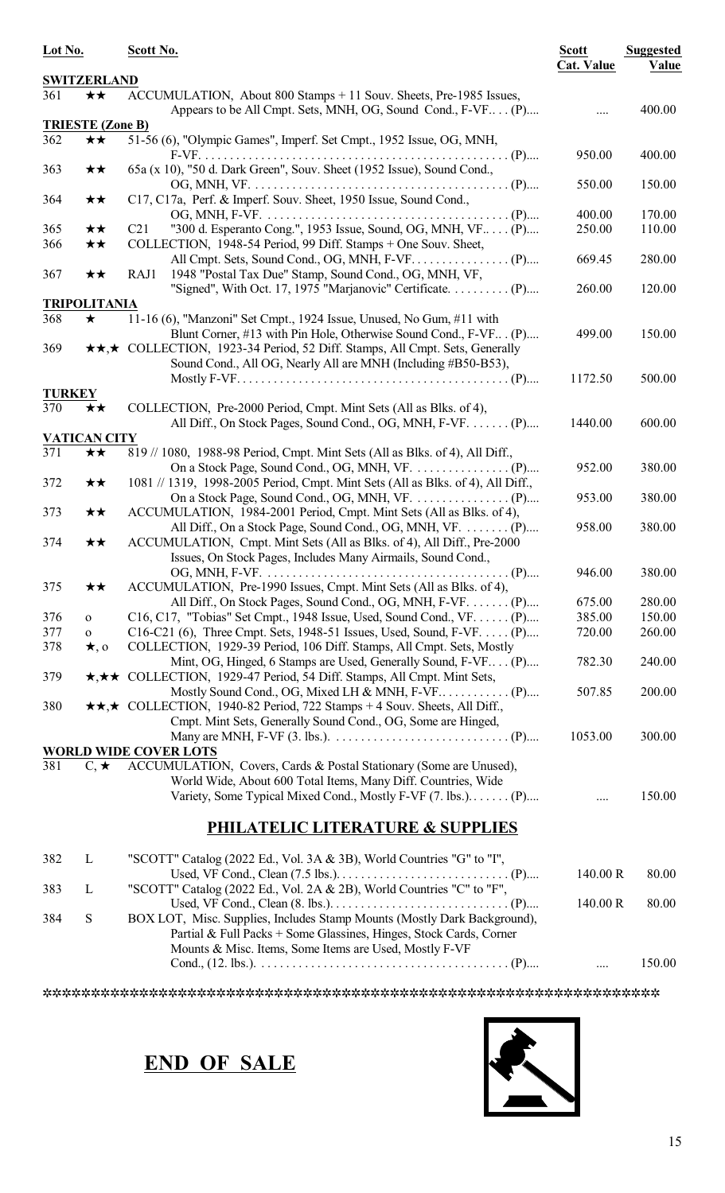| Lot No. | | Scott No. | Scott Cat. Value | Suggested Value |
|---|---|---|---|---|
| **SWITZERLAND** | | | | |
| 361 | ★★ | ACCUMULATION, About 800 Stamps + 11 Souv. Sheets, Pre-1985 Issues, Appears to be All Cmpt. Sets, MNH, OG, Sound Cond., F-VF.... (P).... | .... | 400.00 |
| **TRIESTE (Zone B)** | | | | |
| 362 | ★★ | 51-56 (6), "Olympic Games", Imperf. Set Cmpt., 1952 Issue, OG, MNH, F-VF. .................... (P).... | 950.00 | 400.00 |
| 363 | ★★ | 65a (x 10), "50 d. Dark Green", Souv. Sheet (1952 Issue), Sound Cond., OG, MNH, VF. .................... (P).... | 550.00 | 150.00 |
| 364 | ★★ | C17, C17a, Perf. & Imperf. Souv. Sheet, 1950 Issue, Sound Cond., OG, MNH, F-VF. .................... (P).... | 400.00 | 170.00 |
| 365 | ★★ | C21 "300 d. Esperanto Cong.", 1953 Issue, Sound, OG, MNH, VF.... (P).... | 250.00 | 110.00 |
| 366 | ★★ | COLLECTION, 1948-54 Period, 99 Diff. Stamps + One Souv. Sheet, All Cmpt. Sets, Sound Cond., OG, MNH, F-VF. ............... (P).... | 669.45 | 280.00 |
| 367 | ★★ | RAJ1 1948 "Postal Tax Due" Stamp, Sound Cond., OG, MNH, VF, "Signed", With Oct. 17, 1975 "Marjanovic" Certificate. ......... (P).... | 260.00 | 120.00 |
| **TRIPOLITANIA** | | | | |
| 368 | ★ | 11-16 (6), "Manzoni" Set Cmpt., 1924 Issue, Unused, No Gum, #11 with Blunt Corner, #13 with Pin Hole, Otherwise Sound Cond., F-VF.. . (P).... | 499.00 | 150.00 |
| 369 | ★★,★ | COLLECTION, 1923-34 Period, 52 Diff. Stamps, All Cmpt. Sets, Generally Sound Cond., All OG, Nearly All are MNH (Including #B50-B53), Mostly F-VF. .................... (P).... | 1172.50 | 500.00 |
| **TURKEY** | | | | |
| 370 | ★★ | COLLECTION, Pre-2000 Period, Cmpt. Mint Sets (All as Blks. of 4), All Diff., On Stock Pages, Sound Cond., OG, MNH, F-VF. ...... (P).... | 1440.00 | 600.00 |
| **VATICAN CITY** | | | | |
| 371 | ★★ | 819 // 1080, 1988-98 Period, Cmpt. Mint Sets (All as Blks. of 4), All Diff., On a Stock Page, Sound Cond., OG, MNH, VF. ............... (P).... | 952.00 | 380.00 |
| 372 | ★★ | 1081 // 1319, 1998-2005 Period, Cmpt. Mint Sets (All as Blks. of 4), All Diff., On a Stock Page, Sound Cond., OG, MNH, VF. ............... (P).... | 953.00 | 380.00 |
| 373 | ★★ | ACCUMULATION, 1984-2001 Period, Cmpt. Mint Sets (All as Blks. of 4), All Diff., On a Stock Page, Sound Cond., OG, MNH, VF. ....... (P).... | 958.00 | 380.00 |
| 374 | ★★ | ACCUMULATION, Cmpt. Mint Sets (All as Blks. of 4), All Diff., Pre-2000 Issues, On Stock Pages, Includes Many Airmails, Sound Cond., OG, MNH, F-VF. .................... (P).... | 946.00 | 380.00 |
| 375 | ★★ | ACCUMULATION, Pre-1990 Issues, Cmpt. Mint Sets (All as Blks. of 4), All Diff., On Stock Pages, Sound Cond., OG, MNH, F-VF. ...... (P).... | 675.00 | 280.00 |
| 376 | o | C16, C17, "Tobias" Set Cmpt., 1948 Issue, Used, Sound Cond., VF. ..... (P).... | 385.00 | 150.00 |
| 377 | o | C16-C21 (6), Three Cmpt. Sets, 1948-51 Issues, Used, Sound, F-VF. .... (P).... | 720.00 | 260.00 |
| 378 | ★, o | COLLECTION, 1929-39 Period, 106 Diff. Stamps, All Cmpt. Sets, Mostly Mint, OG, Hinged, 6 Stamps are Used, Generally Sound, F-VF.... (P).... | 782.30 | 240.00 |
| 379 | ★,★★ | COLLECTION, 1929-47 Period, 54 Diff. Stamps, All Cmpt. Mint Sets, Mostly Sound Cond., OG, Mixed LH & MNH, F-VF........... (P).... | 507.85 | 200.00 |
| 380 | ★★,★ | COLLECTION, 1940-82 Period, 722 Stamps + 4 Souv. Sheets, All Diff., Cmpt. Mint Sets, Generally Sound Cond., OG, Some are Hinged, Many are MNH, F-VF (3. lbs.). .................... (P).... | 1053.00 | 300.00 |
| **WORLD WIDE COVER LOTS** | | | | |
| 381 | C, ★ | ACCUMULATION, Covers, Cards & Postal Stationary (Some are Unused), World Wide, About 600 Total Items, Many Diff. Countries, Wide Variety, Some Typical Mixed Cond., Mostly F-VF (7. lbs.)....... (P).... | .... | 150.00 |

## PHILATELIC LITERATURE & SUPPLIES

| Lot No. | | Scott No. | Scott Cat. Value | Suggested Value |
|---|---|---|---|---|
| 382 | L | "SCOTT" Catalog (2022 Ed., Vol. 3A & 3B), World Countries "G" to "I", Used, VF Cond., Clean (7.5 lbs.). .................... (P).... | 140.00 R | 80.00 |
| 383 | L | "SCOTT" Catalog (2022 Ed., Vol. 2A & 2B), World Countries "C" to "F", Used, VF Cond., Clean (8. lbs.). .................... (P).... | 140.00 R | 80.00 |
| 384 | S | BOX LOT, Misc. Supplies, Includes Stamp Mounts (Mostly Dark Background), Partial & Full Packs + Some Glassines, Hinges, Stock Cards, Corner Mounts & Misc. Items, Some Items are Used, Mostly F-VF Cond., (12. lbs.). .................... (P).... | .... | 150.00 |

**************************************************************************

## END OF SALE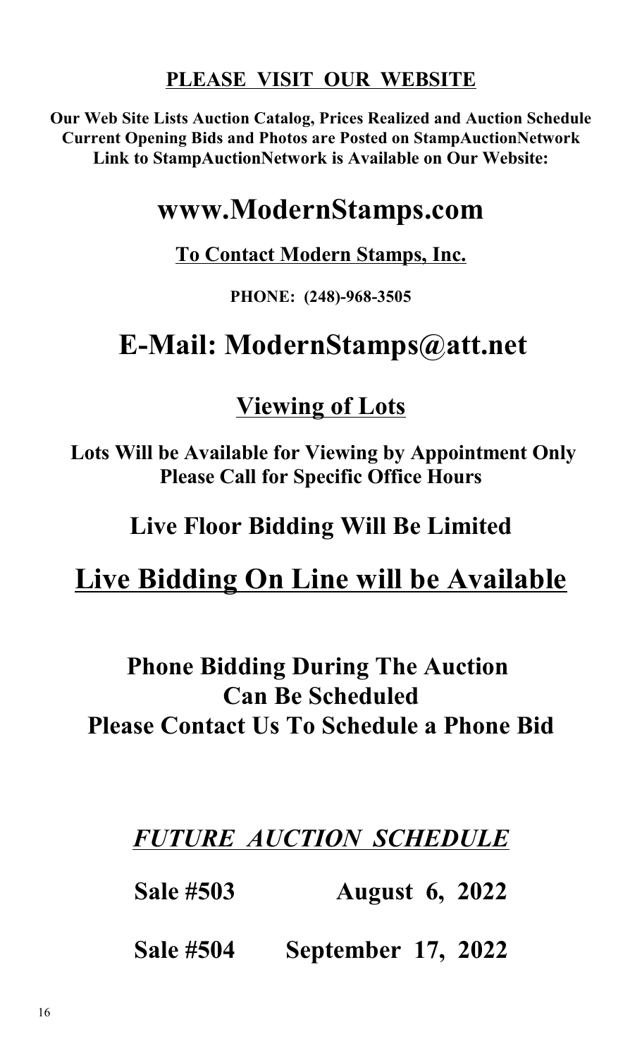## PLEASE VISIT OUR WEBSITE

**Our Web Site Lists Auction Catalog, Prices Realized and Auction Schedule**
**Current Opening Bids and Photos are Posted on StampAuctionNetwork**
**Link to StampAuctionNetwork is Available on Our Website:**

# www.ModernStamps.com

## To Contact Modern Stamps, Inc.

**PHONE: (248)-968-3505**

# E-Mail: ModernStamps@att.net

## Viewing of Lots

**Lots Will be Available for Viewing by Appointment Only**
**Please Call for Specific Office Hours**

## Live Floor Bidding Will Be Limited

# Live Bidding On Line will be Available

## Phone Bidding During The Auction Can Be Scheduled
## Please Contact Us To Schedule a Phone Bid

## *FUTURE AUCTION SCHEDULE*

| | |
|---|---|
| **Sale #503** | **August 6, 2022** |
| **Sale #504** | **September 17, 2022** |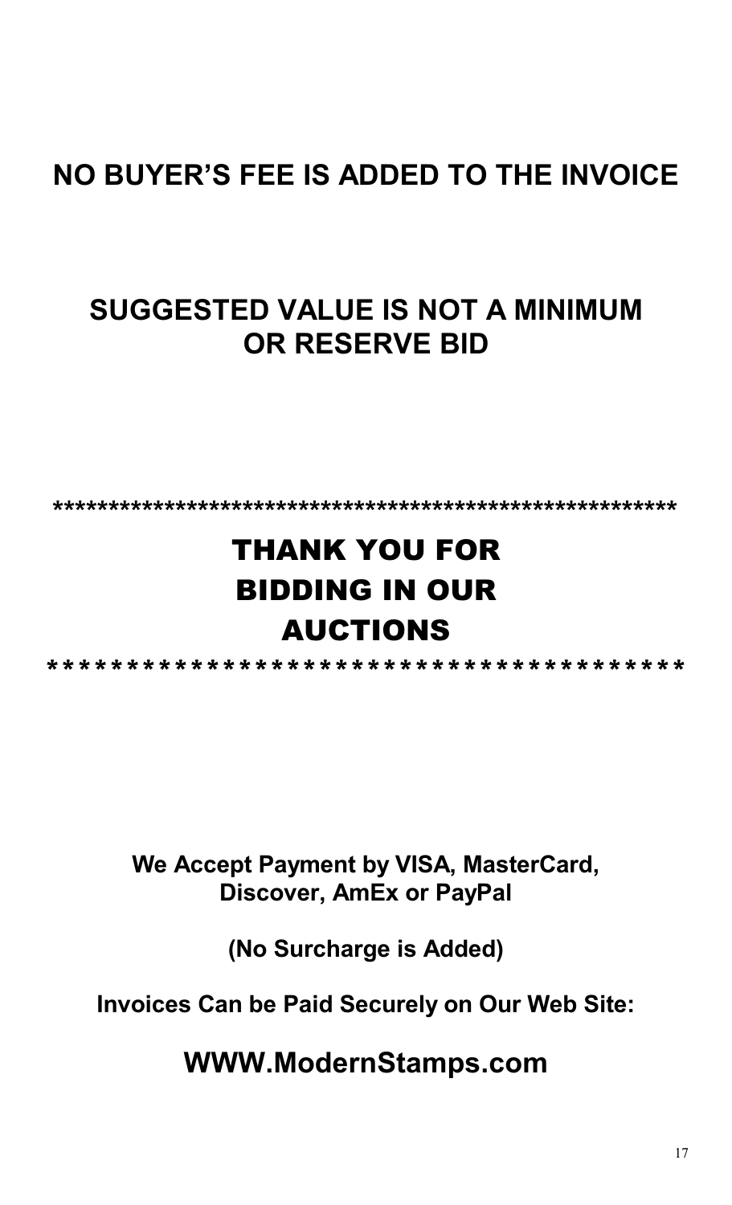## NO BUYER'S FEE IS ADDED TO THE INVOICE

## SUGGESTED VALUE IS NOT A MINIMUM OR RESERVE BID

*******************************************************

# THANK YOU FOR BIDDING IN OUR AUCTIONS

* * * * * * * * * * * * * * * * * * * * * * * * * * * * * * * * * * * * * * * *

**We Accept Payment by VISA, MasterCard, Discover, AmEx or PayPal**

**(No Surcharge is Added)**

**Invoices Can be Paid Securely on Our Web Site:**

## WWW.ModernStamps.com